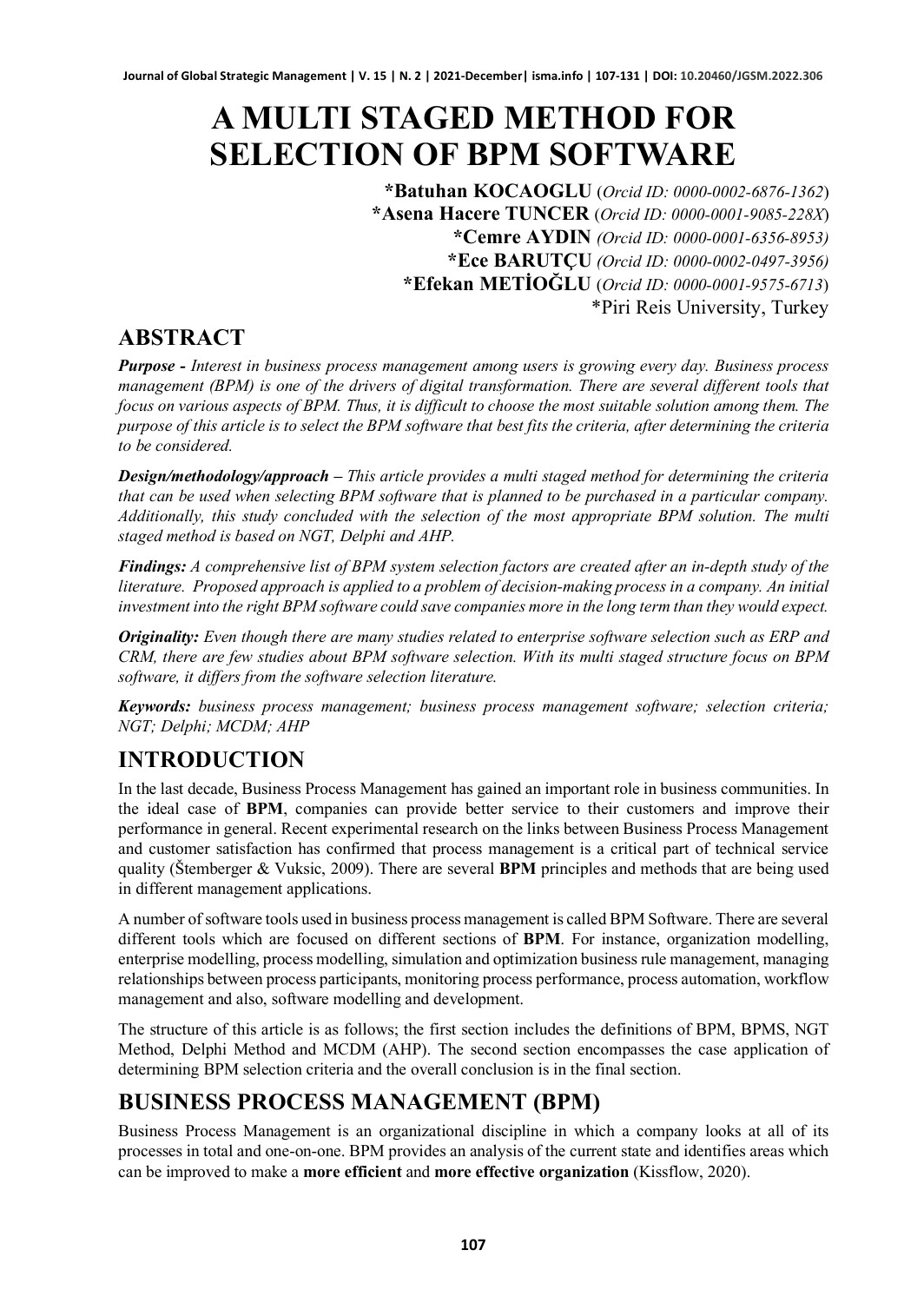# A MULTI STAGED METHOD FOR SELECTION OF BPM SOFTWARE

**\*Batuhan KOCAOGLU** (*Orcid ID: 0000-0002-6876-1362*)
**\*Asena Hacere TUNCER** (*Orcid ID: 0000-0001-9085-228X*)
**\*Cemre AYDIN** *(Orcid ID: 0000-0001-6356-8953)*
**\*Ece BARUTÇU** *(Orcid ID: 0000-0002-0497-3956)*
**\*Efekan METİOĞLU** (*Orcid ID: 0000-0001-9575-6713*)
\*Piri Reis University, Turkey

## ABSTRACT

***Purpose -*** *Interest in business process management among users is growing every day. Business process management (BPM) is one of the drivers of digital transformation. There are several different tools that focus on various aspects of BPM. Thus, it is difficult to choose the most suitable solution among them. The purpose of this article is to select the BPM software that best fits the criteria, after determining the criteria to be considered.*

***Design/methodology/approach –*** *This article provides a multi staged method for determining the criteria that can be used when selecting BPM software that is planned to be purchased in a particular company. Additionally, this study concluded with the selection of the most appropriate BPM solution. The multi staged method is based on NGT, Delphi and AHP.*

***Findings:*** *A comprehensive list of BPM system selection factors are created after an in-depth study of the literature. Proposed approach is applied to a problem of decision-making process in a company. An initial investment into the right BPM software could save companies more in the long term than they would expect.*

***Originality:*** *Even though there are many studies related to enterprise software selection such as ERP and CRM, there are few studies about BPM software selection. With its multi staged structure focus on BPM software, it differs from the software selection literature.*

***Keywords:*** *business process management; business process management software; selection criteria; NGT; Delphi; MCDM; AHP*

## INTRODUCTION

In the last decade, Business Process Management has gained an important role in business communities. In the ideal case of **BPM**, companies can provide better service to their customers and improve their performance in general. Recent experimental research on the links between Business Process Management and customer satisfaction has confirmed that process management is a critical part of technical service quality (Štemberger & Vuksic, 2009). There are several **BPM** principles and methods that are being used in different management applications.

A number of software tools used in business process management is called BPM Software. There are several different tools which are focused on different sections of **BPM**. For instance, organization modelling, enterprise modelling, process modelling, simulation and optimization business rule management, managing relationships between process participants, monitoring process performance, process automation, workflow management and also, software modelling and development.

The structure of this article is as follows; the first section includes the definitions of BPM, BPMS, NGT Method, Delphi Method and MCDM (AHP). The second section encompasses the case application of determining BPM selection criteria and the overall conclusion is in the final section.

## BUSINESS PROCESS MANAGEMENT (BPM)

Business Process Management is an organizational discipline in which a company looks at all of its processes in total and one-on-one. BPM provides an analysis of the current state and identifies areas which can be improved to make a **more efficient** and **more effective organization** (Kissflow, 2020).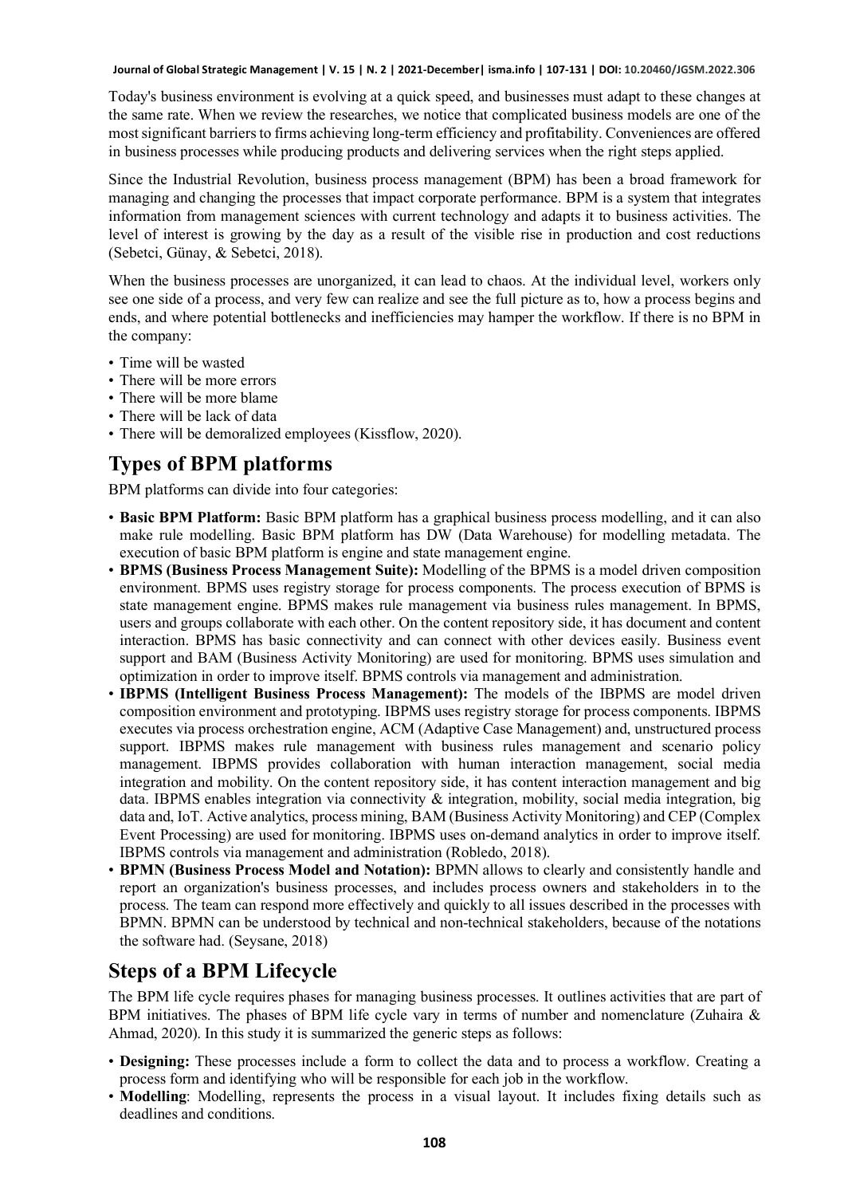Today's business environment is evolving at a quick speed, and businesses must adapt to these changes at the same rate. When we review the researches, we notice that complicated business models are one of the most significant barriers to firms achieving long-term efficiency and profitability. Conveniences are offered in business processes while producing products and delivering services when the right steps applied.

Since the Industrial Revolution, business process management (BPM) has been a broad framework for managing and changing the processes that impact corporate performance. BPM is a system that integrates information from management sciences with current technology and adapts it to business activities. The level of interest is growing by the day as a result of the visible rise in production and cost reductions (Sebetci, Günay, & Sebetci, 2018).

When the business processes are unorganized, it can lead to chaos. At the individual level, workers only see one side of a process, and very few can realize and see the full picture as to, how a process begins and ends, and where potential bottlenecks and inefficiencies may hamper the workflow. If there is no BPM in the company:

- Time will be wasted
- There will be more errors
- There will be more blame
- There will be lack of data
- There will be demoralized employees (Kissflow, 2020).

## Types of BPM platforms

BPM platforms can divide into four categories:

- **Basic BPM Platform:** Basic BPM platform has a graphical business process modelling, and it can also make rule modelling. Basic BPM platform has DW (Data Warehouse) for modelling metadata. The execution of basic BPM platform is engine and state management engine.
- **BPMS (Business Process Management Suite):** Modelling of the BPMS is a model driven composition environment. BPMS uses registry storage for process components. The process execution of BPMS is state management engine. BPMS makes rule management via business rules management. In BPMS, users and groups collaborate with each other. On the content repository side, it has document and content interaction. BPMS has basic connectivity and can connect with other devices easily. Business event support and BAM (Business Activity Monitoring) are used for monitoring. BPMS uses simulation and optimization in order to improve itself. BPMS controls via management and administration.
- **IBPMS (Intelligent Business Process Management):** The models of the IBPMS are model driven composition environment and prototyping. IBPMS uses registry storage for process components. IBPMS executes via process orchestration engine, ACM (Adaptive Case Management) and, unstructured process support. IBPMS makes rule management with business rules management and scenario policy management. IBPMS provides collaboration with human interaction management, social media integration and mobility. On the content repository side, it has content interaction management and big data. IBPMS enables integration via connectivity & integration, mobility, social media integration, big data and, IoT. Active analytics, process mining, BAM (Business Activity Monitoring) and CEP (Complex Event Processing) are used for monitoring. IBPMS uses on-demand analytics in order to improve itself. IBPMS controls via management and administration (Robledo, 2018).
- **BPMN (Business Process Model and Notation):** BPMN allows to clearly and consistently handle and report an organization's business processes, and includes process owners and stakeholders in to the process. The team can respond more effectively and quickly to all issues described in the processes with BPMN. BPMN can be understood by technical and non-technical stakeholders, because of the notations the software had. (Seysane, 2018)

## Steps of a BPM Lifecycle

The BPM life cycle requires phases for managing business processes. It outlines activities that are part of BPM initiatives. The phases of BPM life cycle vary in terms of number and nomenclature (Zuhaira & Ahmad, 2020). In this study it is summarized the generic steps as follows:

- **Designing:** These processes include a form to collect the data and to process a workflow. Creating a process form and identifying who will be responsible for each job in the workflow.
- **Modelling**: Modelling, represents the process in a visual layout. It includes fixing details such as deadlines and conditions.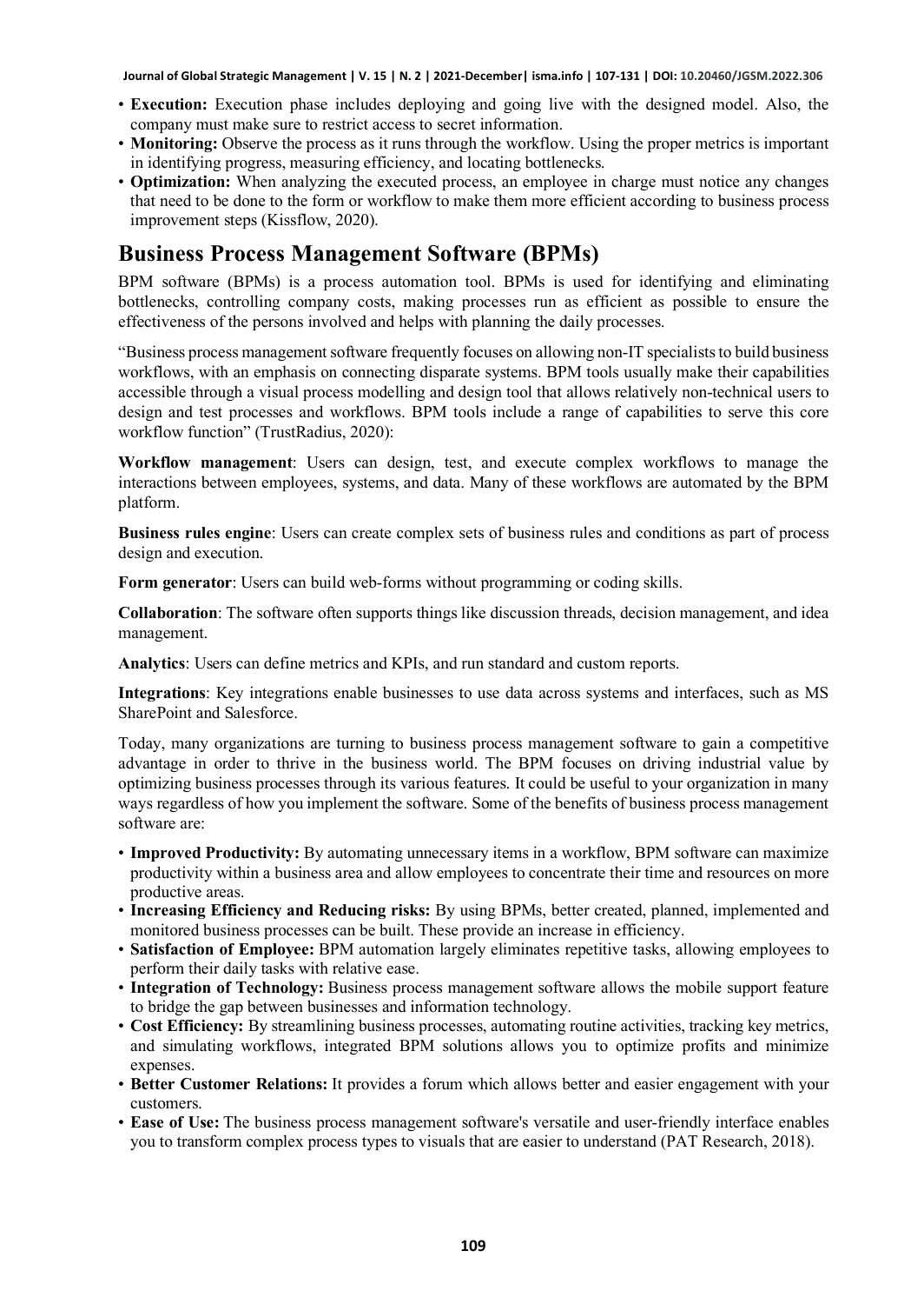- **Execution:** Execution phase includes deploying and going live with the designed model. Also, the company must make sure to restrict access to secret information.
- **Monitoring:** Observe the process as it runs through the workflow. Using the proper metrics is important in identifying progress, measuring efficiency, and locating bottlenecks.
- **Optimization:** When analyzing the executed process, an employee in charge must notice any changes that need to be done to the form or workflow to make them more efficient according to business process improvement steps (Kissflow, 2020).

## Business Process Management Software (BPMs)

BPM software (BPMs) is a process automation tool. BPMs is used for identifying and eliminating bottlenecks, controlling company costs, making processes run as efficient as possible to ensure the effectiveness of the persons involved and helps with planning the daily processes.

"Business process management software frequently focuses on allowing non-IT specialists to build business workflows, with an emphasis on connecting disparate systems. BPM tools usually make their capabilities accessible through a visual process modelling and design tool that allows relatively non-technical users to design and test processes and workflows. BPM tools include a range of capabilities to serve this core workflow function" (TrustRadius, 2020):

**Workflow management**: Users can design, test, and execute complex workflows to manage the interactions between employees, systems, and data. Many of these workflows are automated by the BPM platform.

**Business rules engine**: Users can create complex sets of business rules and conditions as part of process design and execution.

**Form generator**: Users can build web-forms without programming or coding skills.

**Collaboration**: The software often supports things like discussion threads, decision management, and idea management.

**Analytics**: Users can define metrics and KPIs, and run standard and custom reports.

**Integrations**: Key integrations enable businesses to use data across systems and interfaces, such as MS SharePoint and Salesforce.

Today, many organizations are turning to business process management software to gain a competitive advantage in order to thrive in the business world. The BPM focuses on driving industrial value by optimizing business processes through its various features. It could be useful to your organization in many ways regardless of how you implement the software. Some of the benefits of business process management software are:

- **Improved Productivity:** By automating unnecessary items in a workflow, BPM software can maximize productivity within a business area and allow employees to concentrate their time and resources on more productive areas.
- **Increasing Efficiency and Reducing risks:** By using BPMs, better created, planned, implemented and monitored business processes can be built. These provide an increase in efficiency.
- **Satisfaction of Employee:** BPM automation largely eliminates repetitive tasks, allowing employees to perform their daily tasks with relative ease.
- **Integration of Technology:** Business process management software allows the mobile support feature to bridge the gap between businesses and information technology.
- **Cost Efficiency:** By streamlining business processes, automating routine activities, tracking key metrics, and simulating workflows, integrated BPM solutions allows you to optimize profits and minimize expenses.
- **Better Customer Relations:** It provides a forum which allows better and easier engagement with your customers.
- **Ease of Use:** The business process management software's versatile and user-friendly interface enables you to transform complex process types to visuals that are easier to understand (PAT Research, 2018).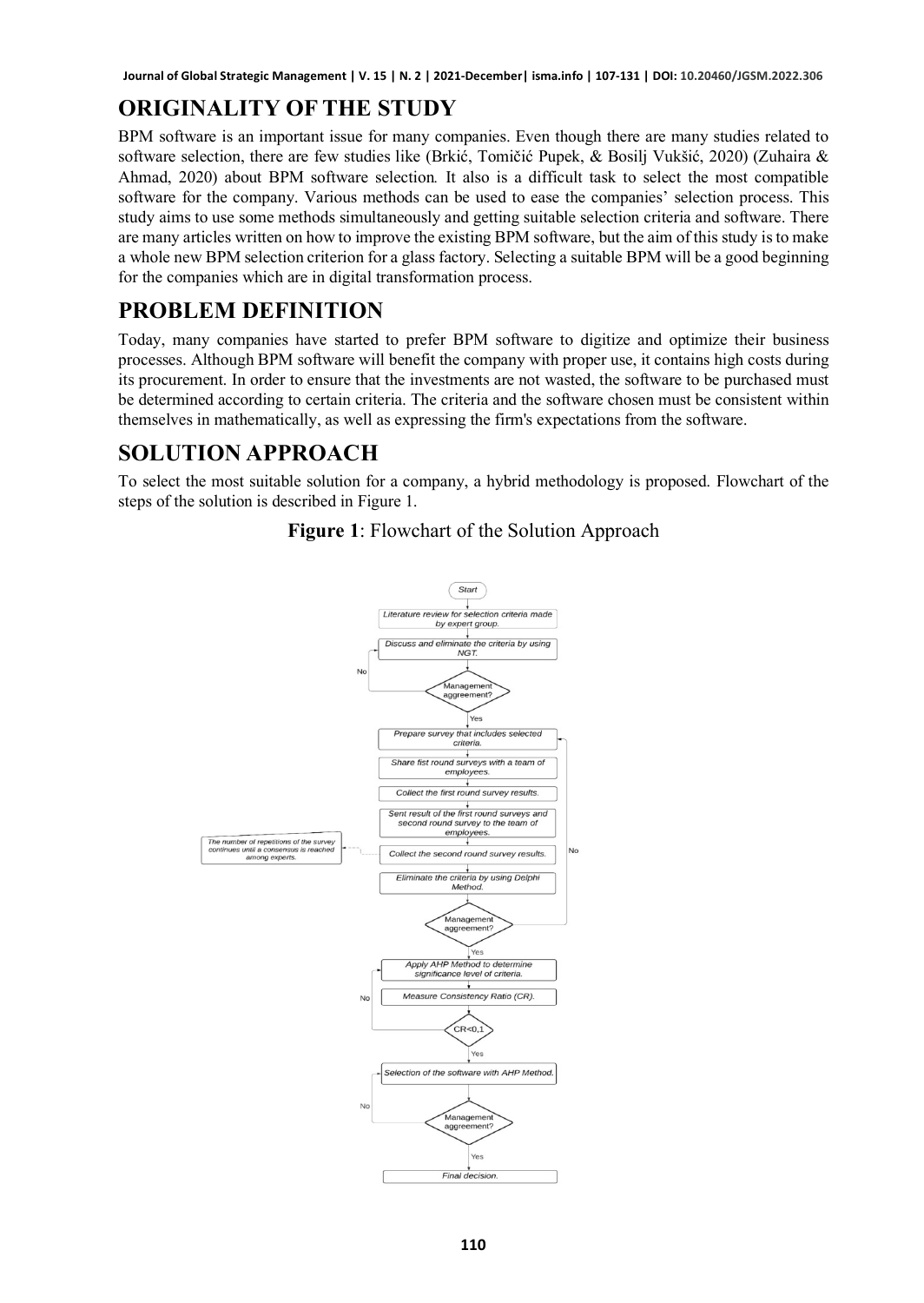## ORIGINALITY OF THE STUDY

BPM software is an important issue for many companies. Even though there are many studies related to software selection, there are few studies like (Brkić, Tomičić Pupek, & Bosilj Vukšić, 2020) (Zuhaira & Ahmad, 2020) about BPM software selection. It also is a difficult task to select the most compatible software for the company. Various methods can be used to ease the companies' selection process. This study aims to use some methods simultaneously and getting suitable selection criteria and software. There are many articles written on how to improve the existing BPM software, but the aim of this study is to make a whole new BPM selection criterion for a glass factory. Selecting a suitable BPM will be a good beginning for the companies which are in digital transformation process.

## PROBLEM DEFINITION

Today, many companies have started to prefer BPM software to digitize and optimize their business processes. Although BPM software will benefit the company with proper use, it contains high costs during its procurement. In order to ensure that the investments are not wasted, the software to be purchased must be determined according to certain criteria. The criteria and the software chosen must be consistent within themselves in mathematically, as well as expressing the firm's expectations from the software.

## SOLUTION APPROACH

To select the most suitable solution for a company, a hybrid methodology is proposed. Flowchart of the steps of the solution is described in Figure 1.

**Figure 1**: Flowchart of the Solution Approach

Start

Literature review for selection criteria made by expert group.

Discuss and eliminate the criteria by using NGT.

Management aggreement? (No / Yes)

Prepare survey that includes selected criteria.

Share fist round surveys with a team of employees.

Collect the first round survey results.

Sent result of the first round surveys and second round survey to the team of employees.

Collect the second round survey results.

The number of repetitions of the survey continues until a consensus is reached among experts.

Eliminate the criteria by using Delphi Method.

Management aggreement? (No / Yes)

Apply AHP Method to determine significance level of criteria.

Measure Consistency Ratio (CR).

CR<0,1 (No / Yes)

Selection of the software with AHP Method.

Management aggreement? (No / Yes)

Final decision.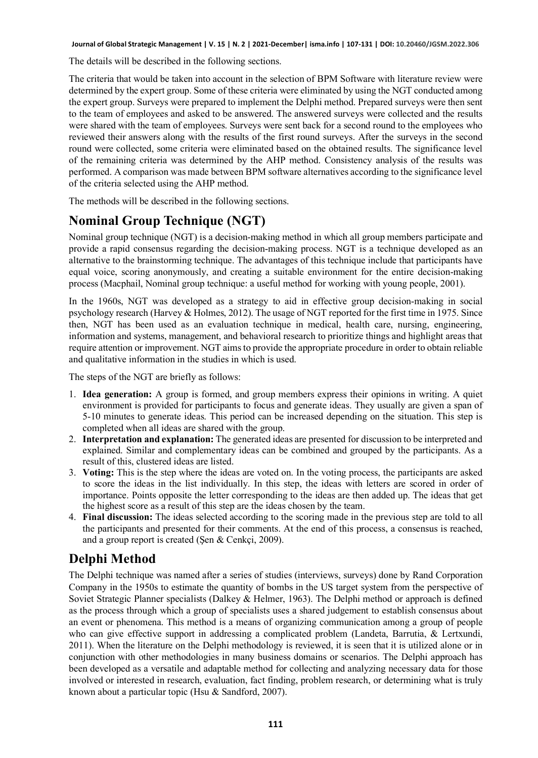The details will be described in the following sections.

The criteria that would be taken into account in the selection of BPM Software with literature review were determined by the expert group. Some of these criteria were eliminated by using the NGT conducted among the expert group. Surveys were prepared to implement the Delphi method. Prepared surveys were then sent to the team of employees and asked to be answered. The answered surveys were collected and the results were shared with the team of employees. Surveys were sent back for a second round to the employees who reviewed their answers along with the results of the first round surveys. After the surveys in the second round were collected, some criteria were eliminated based on the obtained results. The significance level of the remaining criteria was determined by the AHP method. Consistency analysis of the results was performed. A comparison was made between BPM software alternatives according to the significance level of the criteria selected using the AHP method.

The methods will be described in the following sections.

## Nominal Group Technique (NGT)

Nominal group technique (NGT) is a decision-making method in which all group members participate and provide a rapid consensus regarding the decision-making process. NGT is a technique developed as an alternative to the brainstorming technique. The advantages of this technique include that participants have equal voice, scoring anonymously, and creating a suitable environment for the entire decision-making process (Macphail, Nominal group technique: a useful method for working with young people, 2001).

In the 1960s, NGT was developed as a strategy to aid in effective group decision-making in social psychology research (Harvey & Holmes, 2012). The usage of NGT reported for the first time in 1975. Since then, NGT has been used as an evaluation technique in medical, health care, nursing, engineering, information and systems, management, and behavioral research to prioritize things and highlight areas that require attention or improvement. NGT aims to provide the appropriate procedure in order to obtain reliable and qualitative information in the studies in which is used.

The steps of the NGT are briefly as follows:

1. **Idea generation:** A group is formed, and group members express their opinions in writing. A quiet environment is provided for participants to focus and generate ideas. They usually are given a span of 5-10 minutes to generate ideas. This period can be increased depending on the situation. This step is completed when all ideas are shared with the group.
2. **Interpretation and explanation:** The generated ideas are presented for discussion to be interpreted and explained. Similar and complementary ideas can be combined and grouped by the participants. As a result of this, clustered ideas are listed.
3. **Voting:** This is the step where the ideas are voted on. In the voting process, the participants are asked to score the ideas in the list individually. In this step, the ideas with letters are scored in order of importance. Points opposite the letter corresponding to the ideas are then added up. The ideas that get the highest score as a result of this step are the ideas chosen by the team.
4. **Final discussion:** The ideas selected according to the scoring made in the previous step are told to all the participants and presented for their comments. At the end of this process, a consensus is reached, and a group report is created (Şen & Cenkçi, 2009).

## Delphi Method

The Delphi technique was named after a series of studies (interviews, surveys) done by Rand Corporation Company in the 1950s to estimate the quantity of bombs in the US target system from the perspective of Soviet Strategic Planner specialists (Dalkey & Helmer, 1963). The Delphi method or approach is defined as the process through which a group of specialists uses a shared judgement to establish consensus about an event or phenomena. This method is a means of organizing communication among a group of people who can give effective support in addressing a complicated problem (Landeta, Barrutia, & Lertxundi, 2011). When the literature on the Delphi methodology is reviewed, it is seen that it is utilized alone or in conjunction with other methodologies in many business domains or scenarios. The Delphi approach has been developed as a versatile and adaptable method for collecting and analyzing necessary data for those involved or interested in research, evaluation, fact finding, problem research, or determining what is truly known about a particular topic (Hsu & Sandford, 2007).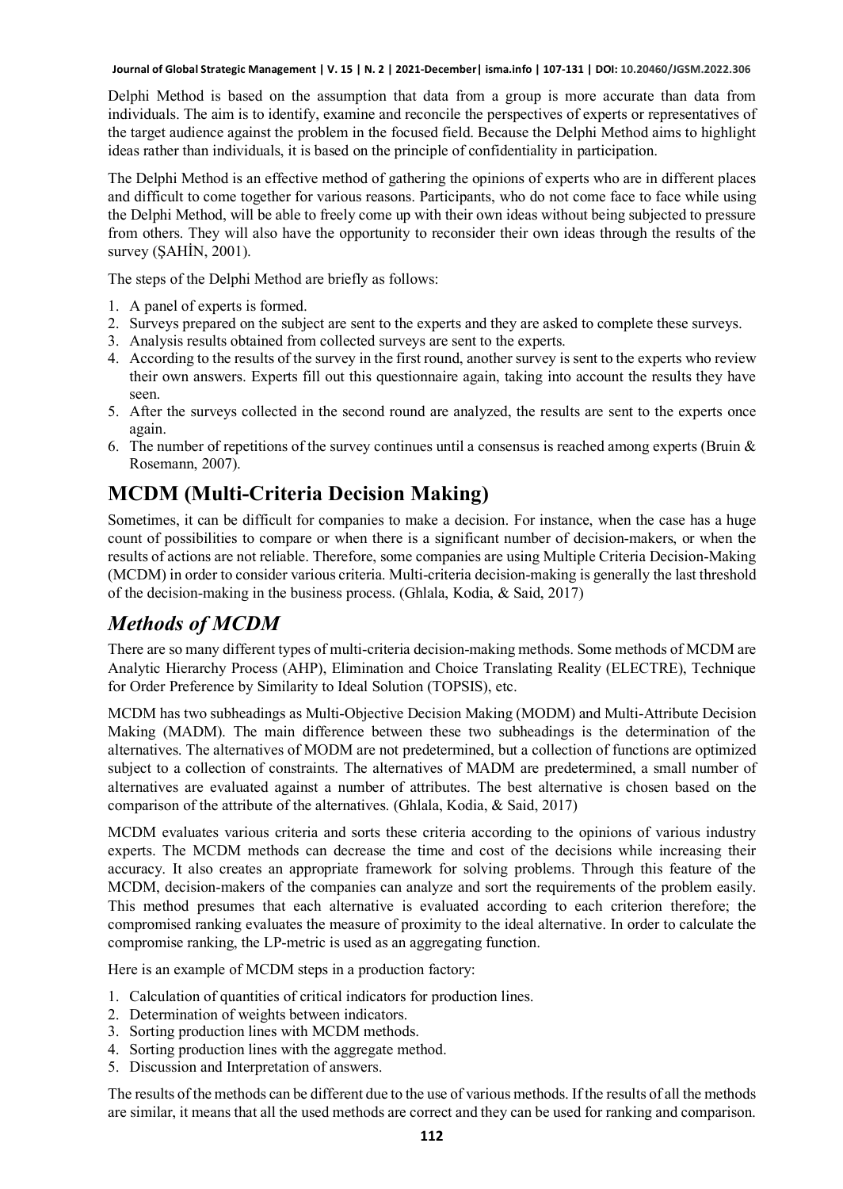Delphi Method is based on the assumption that data from a group is more accurate than data from individuals. The aim is to identify, examine and reconcile the perspectives of experts or representatives of the target audience against the problem in the focused field. Because the Delphi Method aims to highlight ideas rather than individuals, it is based on the principle of confidentiality in participation.

The Delphi Method is an effective method of gathering the opinions of experts who are in different places and difficult to come together for various reasons. Participants, who do not come face to face while using the Delphi Method, will be able to freely come up with their own ideas without being subjected to pressure from others. They will also have the opportunity to reconsider their own ideas through the results of the survey (ŞAHİN, 2001).

The steps of the Delphi Method are briefly as follows:

1. A panel of experts is formed.
2. Surveys prepared on the subject are sent to the experts and they are asked to complete these surveys.
3. Analysis results obtained from collected surveys are sent to the experts.
4. According to the results of the survey in the first round, another survey is sent to the experts who review their own answers. Experts fill out this questionnaire again, taking into account the results they have seen.
5. After the surveys collected in the second round are analyzed, the results are sent to the experts once again.
6. The number of repetitions of the survey continues until a consensus is reached among experts (Bruin & Rosemann, 2007).

## MCDM (Multi-Criteria Decision Making)

Sometimes, it can be difficult for companies to make a decision. For instance, when the case has a huge count of possibilities to compare or when there is a significant number of decision-makers, or when the results of actions are not reliable. Therefore, some companies are using Multiple Criteria Decision-Making (MCDM) in order to consider various criteria. Multi-criteria decision-making is generally the last threshold of the decision-making in the business process. (Ghlala, Kodia, & Said, 2017)

### *Methods of MCDM*

There are so many different types of multi-criteria decision-making methods. Some methods of MCDM are Analytic Hierarchy Process (AHP), Elimination and Choice Translating Reality (ELECTRE), Technique for Order Preference by Similarity to Ideal Solution (TOPSIS), etc.

MCDM has two subheadings as Multi-Objective Decision Making (MODM) and Multi-Attribute Decision Making (MADM). The main difference between these two subheadings is the determination of the alternatives. The alternatives of MODM are not predetermined, but a collection of functions are optimized subject to a collection of constraints. The alternatives of MADM are predetermined, a small number of alternatives are evaluated against a number of attributes. The best alternative is chosen based on the comparison of the attribute of the alternatives. (Ghlala, Kodia, & Said, 2017)

MCDM evaluates various criteria and sorts these criteria according to the opinions of various industry experts. The MCDM methods can decrease the time and cost of the decisions while increasing their accuracy. It also creates an appropriate framework for solving problems. Through this feature of the MCDM, decision-makers of the companies can analyze and sort the requirements of the problem easily. This method presumes that each alternative is evaluated according to each criterion therefore; the compromised ranking evaluates the measure of proximity to the ideal alternative. In order to calculate the compromise ranking, the LP-metric is used as an aggregating function.

Here is an example of MCDM steps in a production factory:

1. Calculation of quantities of critical indicators for production lines.
2. Determination of weights between indicators.
3. Sorting production lines with MCDM methods.
4. Sorting production lines with the aggregate method.
5. Discussion and Interpretation of answers.

The results of the methods can be different due to the use of various methods. If the results of all the methods are similar, it means that all the used methods are correct and they can be used for ranking and comparison.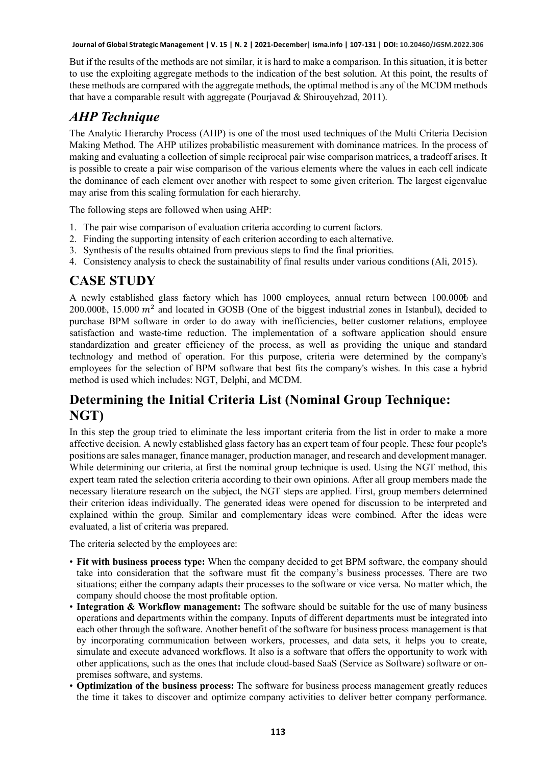But if the results of the methods are not similar, it is hard to make a comparison. In this situation, it is better to use the exploiting aggregate methods to the indication of the best solution. At this point, the results of these methods are compared with the aggregate methods, the optimal method is any of the MCDM methods that have a comparable result with aggregate (Pourjavad & Shirouyehzad, 2011).

## *AHP Technique*

The Analytic Hierarchy Process (AHP) is one of the most used techniques of the Multi Criteria Decision Making Method. The AHP utilizes probabilistic measurement with dominance matrices. In the process of making and evaluating a collection of simple reciprocal pair wise comparison matrices, a tradeoff arises. It is possible to create a pair wise comparison of the various elements where the values in each cell indicate the dominance of each element over another with respect to some given criterion. The largest eigenvalue may arise from this scaling formulation for each hierarchy.

The following steps are followed when using AHP:

1. The pair wise comparison of evaluation criteria according to current factors.
2. Finding the supporting intensity of each criterion according to each alternative.
3. Synthesis of the results obtained from previous steps to find the final priorities.
4. Consistency analysis to check the sustainability of final results under various conditions (Ali, 2015).

# CASE STUDY

A newly established glass factory which has 1000 employees, annual return between 100.000₺ and 200.000₺, 15.000 $m^2$ and located in GOSB (One of the biggest industrial zones in Istanbul), decided to purchase BPM software in order to do away with inefficiencies, better customer relations, employee satisfaction and waste-time reduction. The implementation of a software application should ensure standardization and greater efficiency of the process, as well as providing the unique and standard technology and method of operation. For this purpose, criteria were determined by the company's employees for the selection of BPM software that best fits the company's wishes. In this case a hybrid method is used which includes: NGT, Delphi, and MCDM.

## Determining the Initial Criteria List (Nominal Group Technique: NGT)

In this step the group tried to eliminate the less important criteria from the list in order to make a more affective decision. A newly established glass factory has an expert team of four people. These four people's positions are sales manager, finance manager, production manager, and research and development manager. While determining our criteria, at first the nominal group technique is used. Using the NGT method, this expert team rated the selection criteria according to their own opinions. After all group members made the necessary literature research on the subject, the NGT steps are applied. First, group members determined their criterion ideas individually. The generated ideas were opened for discussion to be interpreted and explained within the group. Similar and complementary ideas were combined. After the ideas were evaluated, a list of criteria was prepared.

The criteria selected by the employees are:

- **Fit with business process type:** When the company decided to get BPM software, the company should take into consideration that the software must fit the company's business processes. There are two situations; either the company adapts their processes to the software or vice versa. No matter which, the company should choose the most profitable option.
- **Integration & Workflow management:** The software should be suitable for the use of many business operations and departments within the company. Inputs of different departments must be integrated into each other through the software. Another benefit of the software for business process management is that by incorporating communication between workers, processes, and data sets, it helps you to create, simulate and execute advanced workflows. It also is a software that offers the opportunity to work with other applications, such as the ones that include cloud-based SaaS (Service as Software) software or on-premises software, and systems.
- **Optimization of the business process:** The software for business process management greatly reduces the time it takes to discover and optimize company activities to deliver better company performance.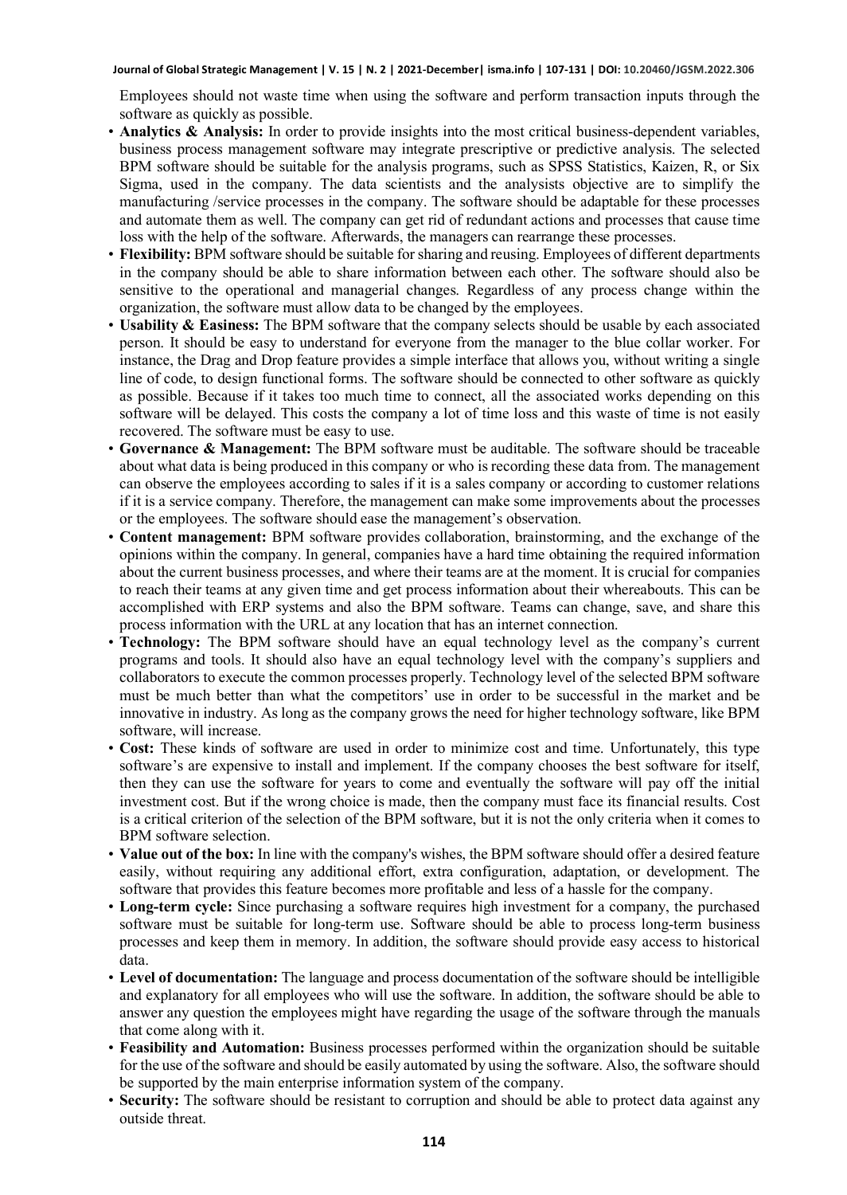Employees should not waste time when using the software and perform transaction inputs through the software as quickly as possible.

- **Analytics & Analysis:** In order to provide insights into the most critical business-dependent variables, business process management software may integrate prescriptive or predictive analysis. The selected BPM software should be suitable for the analysis programs, such as SPSS Statistics, Kaizen, R, or Six Sigma, used in the company. The data scientists and the analysists objective are to simplify the manufacturing /service processes in the company. The software should be adaptable for these processes and automate them as well. The company can get rid of redundant actions and processes that cause time loss with the help of the software. Afterwards, the managers can rearrange these processes.
- **Flexibility:** BPM software should be suitable for sharing and reusing. Employees of different departments in the company should be able to share information between each other. The software should also be sensitive to the operational and managerial changes. Regardless of any process change within the organization, the software must allow data to be changed by the employees.
- **Usability & Easiness:** The BPM software that the company selects should be usable by each associated person. It should be easy to understand for everyone from the manager to the blue collar worker. For instance, the Drag and Drop feature provides a simple interface that allows you, without writing a single line of code, to design functional forms. The software should be connected to other software as quickly as possible. Because if it takes too much time to connect, all the associated works depending on this software will be delayed. This costs the company a lot of time loss and this waste of time is not easily recovered. The software must be easy to use.
- **Governance & Management:** The BPM software must be auditable. The software should be traceable about what data is being produced in this company or who is recording these data from. The management can observe the employees according to sales if it is a sales company or according to customer relations if it is a service company. Therefore, the management can make some improvements about the processes or the employees. The software should ease the management's observation.
- **Content management:** BPM software provides collaboration, brainstorming, and the exchange of the opinions within the company. In general, companies have a hard time obtaining the required information about the current business processes, and where their teams are at the moment. It is crucial for companies to reach their teams at any given time and get process information about their whereabouts. This can be accomplished with ERP systems and also the BPM software. Teams can change, save, and share this process information with the URL at any location that has an internet connection.
- **Technology:** The BPM software should have an equal technology level as the company's current programs and tools. It should also have an equal technology level with the company's suppliers and collaborators to execute the common processes properly. Technology level of the selected BPM software must be much better than what the competitors' use in order to be successful in the market and be innovative in industry. As long as the company grows the need for higher technology software, like BPM software, will increase.
- **Cost:** These kinds of software are used in order to minimize cost and time. Unfortunately, this type software's are expensive to install and implement. If the company chooses the best software for itself, then they can use the software for years to come and eventually the software will pay off the initial investment cost. But if the wrong choice is made, then the company must face its financial results. Cost is a critical criterion of the selection of the BPM software, but it is not the only criteria when it comes to BPM software selection.
- **Value out of the box:** In line with the company's wishes, the BPM software should offer a desired feature easily, without requiring any additional effort, extra configuration, adaptation, or development. The software that provides this feature becomes more profitable and less of a hassle for the company.
- **Long-term cycle:** Since purchasing a software requires high investment for a company, the purchased software must be suitable for long-term use. Software should be able to process long-term business processes and keep them in memory. In addition, the software should provide easy access to historical data.
- **Level of documentation:** The language and process documentation of the software should be intelligible and explanatory for all employees who will use the software. In addition, the software should be able to answer any question the employees might have regarding the usage of the software through the manuals that come along with it.
- **Feasibility and Automation:** Business processes performed within the organization should be suitable for the use of the software and should be easily automated by using the software. Also, the software should be supported by the main enterprise information system of the company.
- **Security:** The software should be resistant to corruption and should be able to protect data against any outside threat.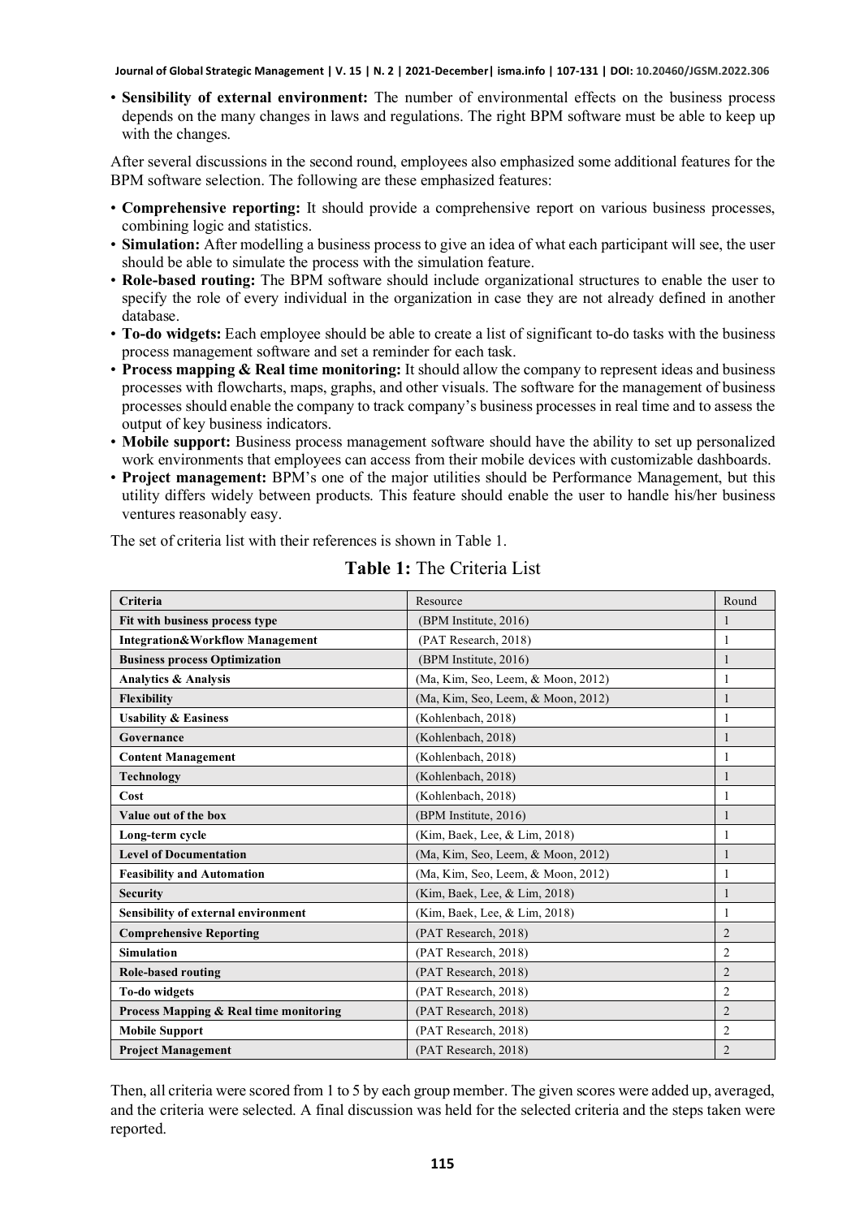- **Sensibility of external environment:** The number of environmental effects on the business process depends on the many changes in laws and regulations. The right BPM software must be able to keep up with the changes.

After several discussions in the second round, employees also emphasized some additional features for the BPM software selection. The following are these emphasized features:

- **Comprehensive reporting:** It should provide a comprehensive report on various business processes, combining logic and statistics.
- **Simulation:** After modelling a business process to give an idea of what each participant will see, the user should be able to simulate the process with the simulation feature.
- **Role-based routing:** The BPM software should include organizational structures to enable the user to specify the role of every individual in the organization in case they are not already defined in another database.
- **To-do widgets:** Each employee should be able to create a list of significant to-do tasks with the business process management software and set a reminder for each task.
- **Process mapping & Real time monitoring:** It should allow the company to represent ideas and business processes with flowcharts, maps, graphs, and other visuals. The software for the management of business processes should enable the company to track company's business processes in real time and to assess the output of key business indicators.
- **Mobile support:** Business process management software should have the ability to set up personalized work environments that employees can access from their mobile devices with customizable dashboards.
- **Project management:** BPM's one of the major utilities should be Performance Management, but this utility differs widely between products. This feature should enable the user to handle his/her business ventures reasonably easy.

The set of criteria list with their references is shown in Table 1.

**Table 1:** The Criteria List

| Criteria | Resource | Round |
|---|---|---|
| **Fit with business process type** | (BPM Institute, 2016) | 1 |
| **Integration&Workflow Management** | (PAT Research, 2018) | 1 |
| **Business process Optimization** | (BPM Institute, 2016) | 1 |
| **Analytics & Analysis** | (Ma, Kim, Seo, Leem, & Moon, 2012) | 1 |
| **Flexibility** | (Ma, Kim, Seo, Leem, & Moon, 2012) | 1 |
| **Usability & Easiness** | (Kohlenbach, 2018) | 1 |
| **Governance** | (Kohlenbach, 2018) | 1 |
| **Content Management** | (Kohlenbach, 2018) | 1 |
| **Technology** | (Kohlenbach, 2018) | 1 |
| **Cost** | (Kohlenbach, 2018) | 1 |
| **Value out of the box** | (BPM Institute, 2016) | 1 |
| **Long-term cycle** | (Kim, Baek, Lee, & Lim, 2018) | 1 |
| **Level of Documentation** | (Ma, Kim, Seo, Leem, & Moon, 2012) | 1 |
| **Feasibility and Automation** | (Ma, Kim, Seo, Leem, & Moon, 2012) | 1 |
| **Security** | (Kim, Baek, Lee, & Lim, 2018) | 1 |
| **Sensibility of external environment** | (Kim, Baek, Lee, & Lim, 2018) | 1 |
| **Comprehensive Reporting** | (PAT Research, 2018) | 2 |
| **Simulation** | (PAT Research, 2018) | 2 |
| **Role-based routing** | (PAT Research, 2018) | 2 |
| **To-do widgets** | (PAT Research, 2018) | 2 |
| **Process Mapping & Real time monitoring** | (PAT Research, 2018) | 2 |
| **Mobile Support** | (PAT Research, 2018) | 2 |
| **Project Management** | (PAT Research, 2018) | 2 |

Then, all criteria were scored from 1 to 5 by each group member. The given scores were added up, averaged, and the criteria were selected. A final discussion was held for the selected criteria and the steps taken were reported.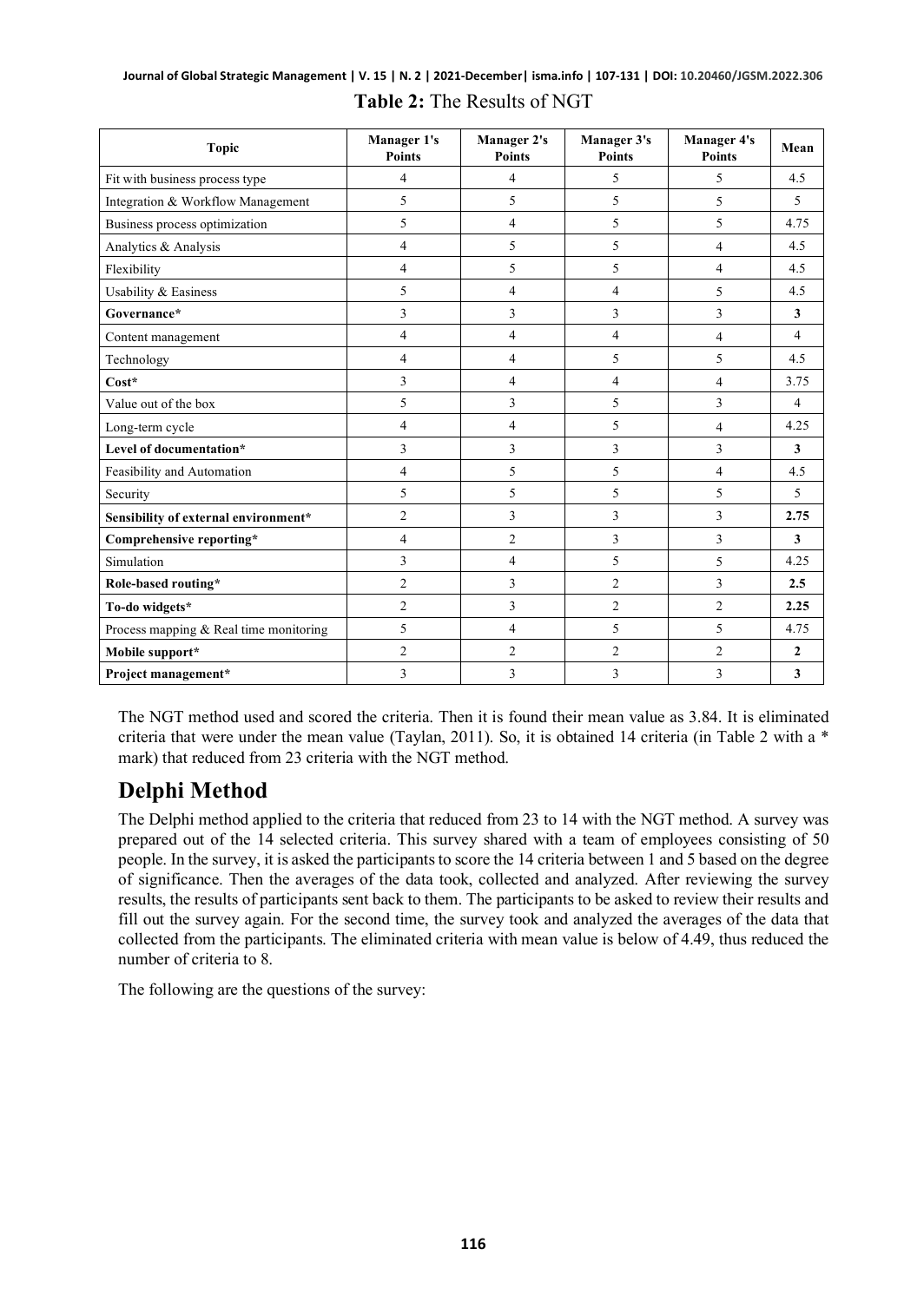**Table 2:** The Results of NGT

| Topic | Manager 1's Points | Manager 2's Points | Manager 3's Points | Manager 4's Points | Mean |
|---|---|---|---|---|---|
| Fit with business process type | 4 | 4 | 5 | 5 | 4.5 |
| Integration & Workflow Management | 5 | 5 | 5 | 5 | 5 |
| Business process optimization | 5 | 4 | 5 | 5 | 4.75 |
| Analytics & Analysis | 4 | 5 | 5 | 4 | 4.5 |
| Flexibility | 4 | 5 | 5 | 4 | 4.5 |
| Usability & Easiness | 5 | 4 | 4 | 5 | 4.5 |
| **Governance*** | 3 | 3 | 3 | 3 | **3** |
| Content management | 4 | 4 | 4 | 4 | 4 |
| Technology | 4 | 4 | 5 | 5 | 4.5 |
| **Cost*** | 3 | 4 | 4 | 4 | 3.75 |
| Value out of the box | 5 | 3 | 5 | 3 | 4 |
| Long-term cycle | 4 | 4 | 5 | 4 | 4.25 |
| **Level of documentation*** | 3 | 3 | 3 | 3 | **3** |
| Feasibility and Automation | 4 | 5 | 5 | 4 | 4.5 |
| Security | 5 | 5 | 5 | 5 | 5 |
| **Sensibility of external environment*** | 2 | 3 | 3 | 3 | **2.75** |
| **Comprehensive reporting*** | 4 | 2 | 3 | 3 | **3** |
| Simulation | 3 | 4 | 5 | 5 | 4.25 |
| **Role-based routing*** | 2 | 3 | 2 | 3 | **2.5** |
| **To-do widgets*** | 2 | 3 | 2 | 2 | **2.25** |
| Process mapping & Real time monitoring | 5 | 4 | 5 | 5 | 4.75 |
| **Mobile support*** | 2 | 2 | 2 | 2 | **2** |
| **Project management*** | 3 | 3 | 3 | 3 | **3** |

The NGT method used and scored the criteria. Then it is found their mean value as 3.84. It is eliminated criteria that were under the mean value (Taylan, 2011). So, it is obtained 14 criteria (in Table 2 with a * mark) that reduced from 23 criteria with the NGT method.

## Delphi Method

The Delphi method applied to the criteria that reduced from 23 to 14 with the NGT method. A survey was prepared out of the 14 selected criteria. This survey shared with a team of employees consisting of 50 people. In the survey, it is asked the participants to score the 14 criteria between 1 and 5 based on the degree of significance. Then the averages of the data took, collected and analyzed. After reviewing the survey results, the results of participants sent back to them. The participants to be asked to review their results and fill out the survey again. For the second time, the survey took and analyzed the averages of the data that collected from the participants. The eliminated criteria with mean value is below of 4.49, thus reduced the number of criteria to 8.

The following are the questions of the survey: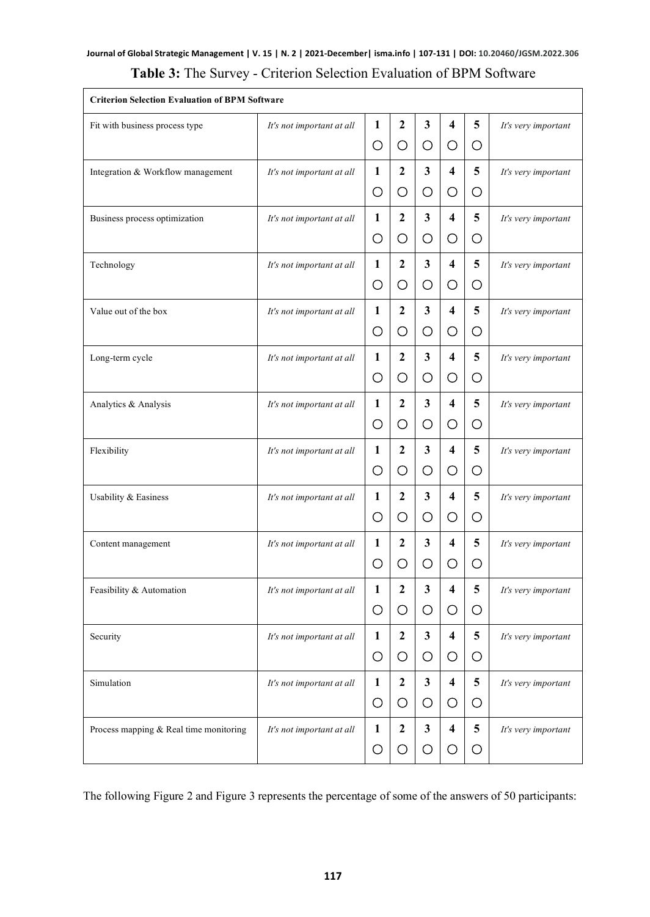**Table 3:** The Survey - Criterion Selection Evaluation of BPM Software

| Criterion Selection Evaluation of BPM Software | | | | | | | |
|---|---|---|---|---|---|---|---|
| Fit with business process type | *It's not important at all* | 1 ○ | 2 ○ | 3 ○ | 4 ○ | 5 ○ | *It's very important* |
| Integration & Workflow management | *It's not important at all* | 1 ○ | 2 ○ | 3 ○ | 4 ○ | 5 ○ | *It's very important* |
| Business process optimization | *It's not important at all* | 1 ○ | 2 ○ | 3 ○ | 4 ○ | 5 ○ | *It's very important* |
| Technology | *It's not important at all* | 1 ○ | 2 ○ | 3 ○ | 4 ○ | 5 ○ | *It's very important* |
| Value out of the box | *It's not important at all* | 1 ○ | 2 ○ | 3 ○ | 4 ○ | 5 ○ | *It's very important* |
| Long-term cycle | *It's not important at all* | 1 ○ | 2 ○ | 3 ○ | 4 ○ | 5 ○ | *It's very important* |
| Analytics & Analysis | *It's not important at all* | 1 ○ | 2 ○ | 3 ○ | 4 ○ | 5 ○ | *It's very important* |
| Flexibility | *It's not important at all* | 1 ○ | 2 ○ | 3 ○ | 4 ○ | 5 ○ | *It's very important* |
| Usability & Easiness | *It's not important at all* | 1 ○ | 2 ○ | 3 ○ | 4 ○ | 5 ○ | *It's very important* |
| Content management | *It's not important at all* | 1 ○ | 2 ○ | 3 ○ | 4 ○ | 5 ○ | *It's very important* |
| Feasibility & Automation | *It's not important at all* | 1 ○ | 2 ○ | 3 ○ | 4 ○ | 5 ○ | *It's very important* |
| Security | *It's not important at all* | 1 ○ | 2 ○ | 3 ○ | 4 ○ | 5 ○ | *It's very important* |
| Simulation | *It's not important at all* | 1 ○ | 2 ○ | 3 ○ | 4 ○ | 5 ○ | *It's very important* |
| Process mapping & Real time monitoring | *It's not important at all* | 1 ○ | 2 ○ | 3 ○ | 4 ○ | 5 ○ | *It's very important* |

The following Figure 2 and Figure 3 represents the percentage of some of the answers of 50 participants: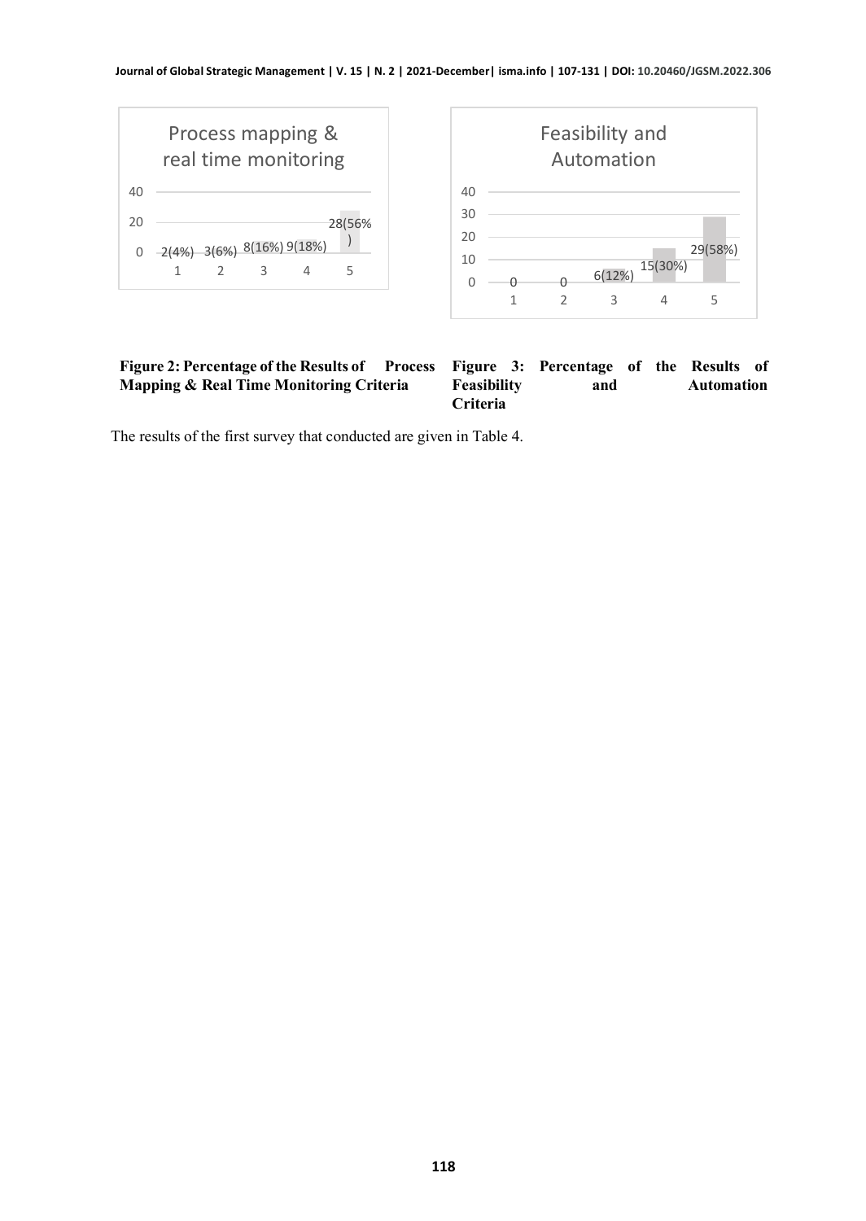**Figure 2: Percentage of the Results of Process Mapping & Real Time Monitoring Criteria**

**Figure 3: Percentage of the Results of Feasibility and Automation Criteria**

The results of the first survey that conducted are given in Table 4.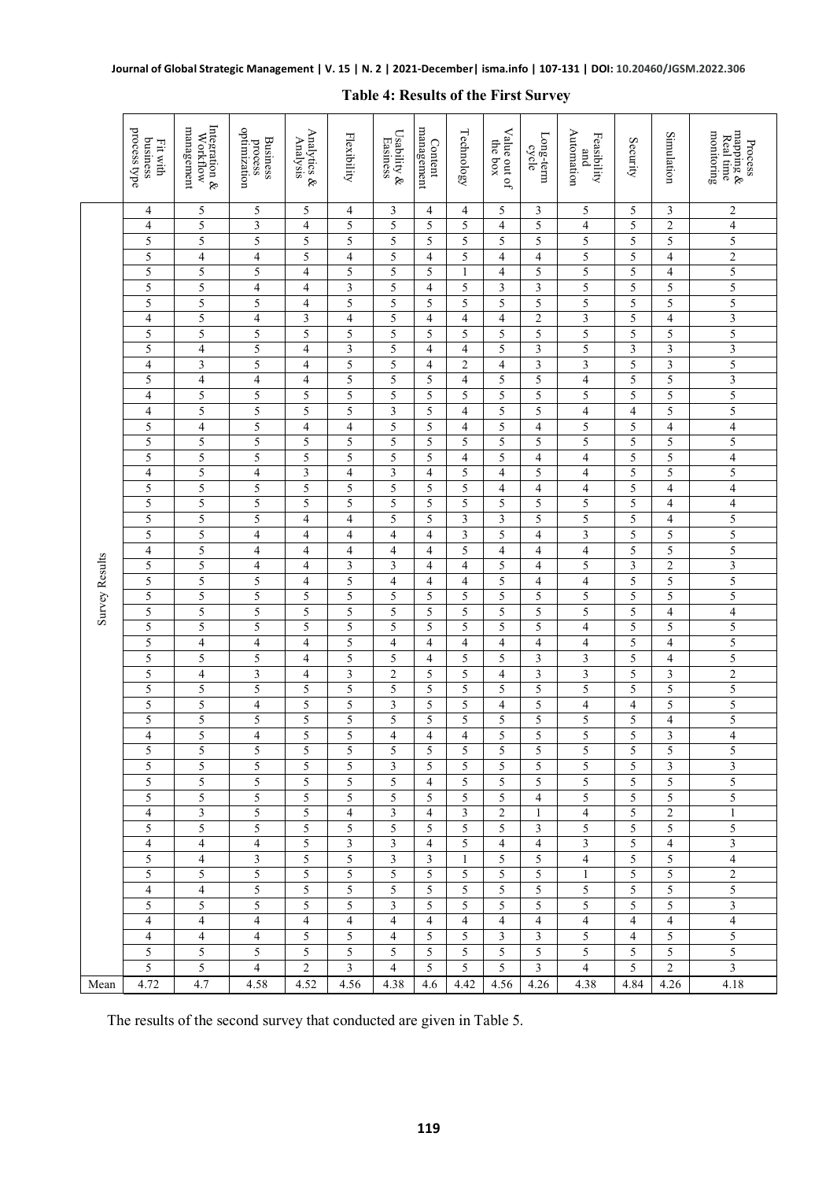**Table 4: Results of the First Survey**

| | Fit with business process type | Integration & Workflow management | Business process optimization | Analytics & Analysis | Flexibility | Usability & Easiness | Content management | Technology | Value out of the box | Long-term cycle | Feasibility and Automation | Security | Simulation | Process mapping & Real time monitoring |
|---|---|---|---|---|---|---|---|---|---|---|---|---|---|---|
| Survey Results | 4 | 5 | 5 | 5 | 4 | 3 | 4 | 4 | 5 | 3 | 5 | 5 | 3 | 2 |
| | 4 | 5 | 3 | 4 | 5 | 5 | 5 | 5 | 4 | 5 | 4 | 5 | 2 | 4 |
| | 5 | 5 | 5 | 5 | 5 | 5 | 5 | 5 | 5 | 5 | 5 | 5 | 5 | 5 |
| | 5 | 4 | 4 | 5 | 4 | 5 | 4 | 5 | 4 | 4 | 5 | 5 | 4 | 2 |
| | 5 | 5 | 5 | 4 | 5 | 5 | 5 | 1 | 4 | 5 | 5 | 5 | 4 | 5 |
| | 5 | 5 | 4 | 4 | 3 | 5 | 4 | 5 | 3 | 3 | 5 | 5 | 5 | 5 |
| | 5 | 5 | 5 | 4 | 5 | 5 | 5 | 5 | 5 | 5 | 5 | 5 | 5 | 5 |
| | 4 | 5 | 4 | 3 | 4 | 5 | 4 | 4 | 4 | 2 | 3 | 5 | 4 | 3 |
| | 5 | 5 | 5 | 5 | 5 | 5 | 5 | 5 | 5 | 5 | 5 | 5 | 5 | 5 |
| | 5 | 4 | 5 | 4 | 3 | 5 | 4 | 4 | 5 | 3 | 5 | 3 | 3 | 3 |
| | 4 | 3 | 5 | 4 | 5 | 5 | 4 | 2 | 4 | 3 | 3 | 5 | 3 | 5 |
| | 5 | 4 | 4 | 4 | 5 | 5 | 5 | 4 | 5 | 5 | 4 | 5 | 5 | 3 |
| | 4 | 5 | 5 | 5 | 5 | 5 | 5 | 5 | 5 | 5 | 5 | 5 | 5 | 5 |
| | 4 | 5 | 5 | 5 | 5 | 3 | 5 | 4 | 5 | 5 | 4 | 4 | 5 | 5 |
| | 5 | 4 | 5 | 4 | 4 | 5 | 5 | 4 | 5 | 4 | 5 | 5 | 4 | 4 |
| | 5 | 5 | 5 | 5 | 5 | 5 | 5 | 5 | 5 | 5 | 5 | 5 | 5 | 5 |
| | 5 | 5 | 5 | 5 | 5 | 5 | 5 | 4 | 5 | 4 | 4 | 5 | 5 | 4 |
| | 4 | 5 | 4 | 3 | 4 | 3 | 4 | 5 | 4 | 5 | 4 | 5 | 5 | 5 |
| | 5 | 5 | 5 | 5 | 5 | 5 | 5 | 5 | 4 | 4 | 4 | 5 | 4 | 4 |
| | 5 | 5 | 5 | 5 | 5 | 5 | 5 | 5 | 5 | 5 | 5 | 5 | 4 | 4 |
| | 5 | 5 | 5 | 4 | 4 | 5 | 5 | 3 | 3 | 5 | 5 | 5 | 4 | 5 |
| | 5 | 5 | 4 | 4 | 4 | 4 | 4 | 3 | 5 | 4 | 3 | 5 | 5 | 5 |
| | 4 | 5 | 4 | 4 | 4 | 4 | 4 | 5 | 4 | 4 | 4 | 5 | 5 | 5 |
| | 5 | 5 | 4 | 4 | 3 | 3 | 4 | 4 | 5 | 4 | 5 | 3 | 2 | 3 |
| | 5 | 5 | 5 | 4 | 5 | 4 | 4 | 4 | 5 | 4 | 4 | 5 | 5 | 5 |
| | 5 | 5 | 5 | 5 | 5 | 5 | 5 | 5 | 5 | 5 | 5 | 5 | 5 | 5 |
| | 5 | 5 | 5 | 5 | 5 | 5 | 5 | 5 | 5 | 5 | 5 | 5 | 4 | 4 |
| | 5 | 5 | 5 | 5 | 5 | 5 | 5 | 5 | 5 | 5 | 4 | 5 | 5 | 5 |
| | 5 | 4 | 4 | 4 | 5 | 4 | 4 | 4 | 4 | 4 | 4 | 5 | 4 | 5 |
| | 5 | 5 | 5 | 4 | 5 | 5 | 4 | 5 | 5 | 3 | 3 | 5 | 4 | 5 |
| | 5 | 4 | 3 | 4 | 3 | 2 | 5 | 5 | 4 | 3 | 3 | 5 | 3 | 2 |
| | 5 | 5 | 5 | 5 | 5 | 5 | 5 | 5 | 5 | 5 | 5 | 5 | 5 | 5 |
| | 5 | 5 | 4 | 5 | 5 | 3 | 5 | 5 | 4 | 5 | 4 | 4 | 5 | 5 |
| | 5 | 5 | 5 | 5 | 5 | 5 | 5 | 5 | 5 | 5 | 5 | 5 | 4 | 5 |
| | 4 | 5 | 4 | 5 | 5 | 4 | 4 | 4 | 5 | 5 | 5 | 5 | 3 | 4 |
| | 5 | 5 | 5 | 5 | 5 | 5 | 5 | 5 | 5 | 5 | 5 | 5 | 5 | 5 |
| | 5 | 5 | 5 | 5 | 5 | 3 | 5 | 5 | 5 | 5 | 5 | 5 | 3 | 3 |
| | 5 | 5 | 5 | 5 | 5 | 5 | 4 | 5 | 5 | 5 | 5 | 5 | 5 | 5 |
| | 5 | 5 | 5 | 5 | 5 | 5 | 5 | 5 | 5 | 4 | 5 | 5 | 5 | 5 |
| | 4 | 3 | 5 | 5 | 4 | 3 | 4 | 3 | 2 | 1 | 4 | 5 | 2 | 1 |
| | 5 | 5 | 5 | 5 | 5 | 5 | 5 | 5 | 5 | 3 | 5 | 5 | 5 | 5 |
| | 4 | 4 | 4 | 5 | 3 | 3 | 4 | 5 | 4 | 4 | 3 | 5 | 4 | 3 |
| | 5 | 4 | 3 | 5 | 5 | 3 | 3 | 1 | 5 | 5 | 4 | 5 | 5 | 4 |
| | 5 | 5 | 5 | 5 | 5 | 5 | 5 | 5 | 5 | 5 | 1 | 5 | 5 | 2 |
| | 4 | 4 | 5 | 5 | 5 | 5 | 5 | 5 | 5 | 5 | 5 | 5 | 5 | 5 |
| | 5 | 5 | 5 | 5 | 5 | 3 | 5 | 5 | 5 | 5 | 5 | 5 | 5 | 3 |
| | 4 | 4 | 4 | 4 | 4 | 4 | 4 | 4 | 4 | 4 | 4 | 4 | 4 | 4 |
| | 4 | 4 | 4 | 5 | 5 | 4 | 5 | 5 | 3 | 3 | 5 | 4 | 5 | 5 |
| | 5 | 5 | 5 | 5 | 5 | 5 | 5 | 5 | 5 | 5 | 5 | 5 | 5 | 5 |
| | 5 | 5 | 4 | 2 | 3 | 4 | 5 | 5 | 5 | 3 | 4 | 5 | 2 | 3 |
| Mean | 4.72 | 4.7 | 4.58 | 4.52 | 4.56 | 4.38 | 4.6 | 4.42 | 4.56 | 4.26 | 4.38 | 4.84 | 4.26 | 4.18 |

The results of the second survey that conducted are given in Table 5.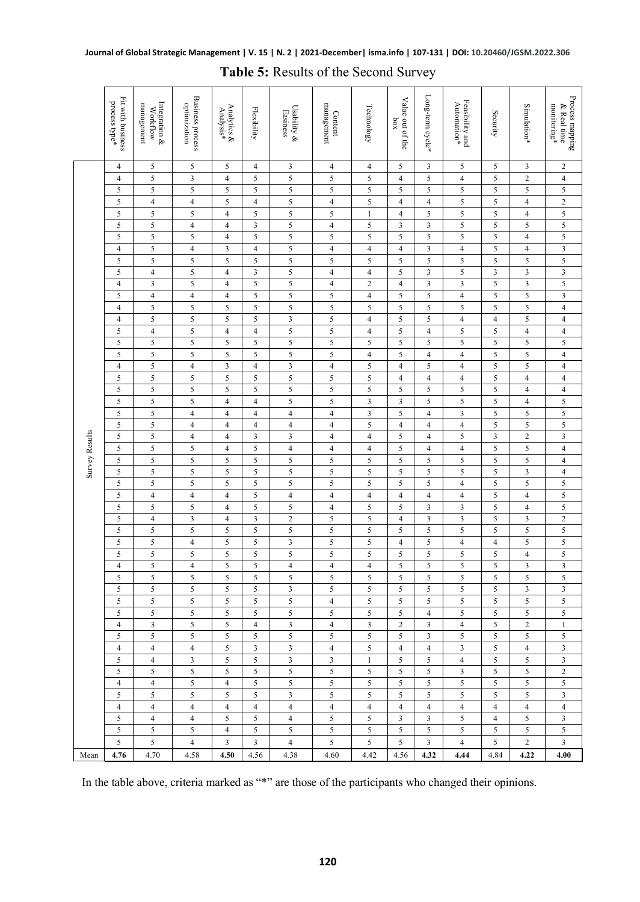**Table 5:** Results of the Second Survey

| | Fit with business process type* | Integration & Workflow management | Business process optimization | Analytics & Analysis* | Flexibility | Usability & Easiness | Content management | Technology | Value out of the box | Long-term cycle* | Feasibility and Automation* | Security | Simulation* | Process mapping & Real time monitoring* |
|---|---|---|---|---|---|---|---|---|---|---|---|---|---|---|
| Survey Results | 4 | 5 | 5 | 5 | 4 | 3 | 4 | 4 | 5 | 3 | 5 | 5 | 3 | 2 |
| | 4 | 5 | 3 | 4 | 5 | 5 | 5 | 5 | 4 | 5 | 4 | 5 | 2 | 4 |
| | 5 | 5 | 5 | 5 | 5 | 5 | 5 | 5 | 5 | 5 | 5 | 5 | 5 | 5 |
| | 5 | 4 | 4 | 5 | 4 | 5 | 4 | 5 | 4 | 4 | 5 | 5 | 4 | 2 |
| | 5 | 5 | 5 | 4 | 5 | 5 | 5 | 1 | 4 | 5 | 5 | 5 | 4 | 5 |
| | 5 | 5 | 4 | 4 | 3 | 5 | 4 | 5 | 3 | 3 | 5 | 5 | 5 | 5 |
| | 5 | 5 | 5 | 4 | 5 | 5 | 5 | 5 | 5 | 5 | 5 | 5 | 4 | 5 |
| | 4 | 5 | 4 | 3 | 4 | 5 | 4 | 4 | 4 | 3 | 4 | 5 | 4 | 3 |
| | 5 | 5 | 5 | 5 | 5 | 5 | 5 | 5 | 5 | 5 | 5 | 5 | 5 | 5 |
| | 5 | 4 | 5 | 4 | 3 | 5 | 4 | 4 | 5 | 3 | 5 | 3 | 3 | 3 |
| | 4 | 3 | 5 | 4 | 5 | 5 | 4 | 2 | 4 | 3 | 3 | 5 | 3 | 5 |
| | 5 | 4 | 4 | 4 | 5 | 5 | 5 | 4 | 5 | 5 | 4 | 5 | 5 | 3 |
| | 4 | 5 | 5 | 5 | 5 | 5 | 5 | 5 | 5 | 5 | 5 | 5 | 5 | 4 |
| | 4 | 5 | 5 | 5 | 5 | 3 | 5 | 4 | 5 | 5 | 4 | 4 | 5 | 4 |
| | 5 | 4 | 5 | 4 | 4 | 5 | 5 | 4 | 5 | 4 | 5 | 5 | 4 | 4 |
| | 5 | 5 | 5 | 5 | 5 | 5 | 5 | 5 | 5 | 5 | 5 | 5 | 5 | 5 |
| | 5 | 5 | 5 | 5 | 5 | 5 | 5 | 4 | 5 | 4 | 4 | 5 | 5 | 4 |
| | 4 | 5 | 4 | 3 | 4 | 3 | 4 | 5 | 4 | 5 | 4 | 5 | 5 | 4 |
| | 5 | 5 | 5 | 5 | 5 | 5 | 5 | 5 | 4 | 4 | 4 | 5 | 4 | 4 |
| | 5 | 5 | 5 | 5 | 5 | 5 | 5 | 5 | 5 | 5 | 5 | 5 | 4 | 4 |
| | 5 | 5 | 5 | 4 | 4 | 5 | 5 | 3 | 3 | 5 | 5 | 5 | 4 | 5 |
| | 5 | 5 | 4 | 4 | 4 | 4 | 4 | 3 | 5 | 4 | 3 | 5 | 5 | 5 |
| | 5 | 5 | 4 | 4 | 4 | 4 | 4 | 5 | 4 | 4 | 4 | 5 | 5 | 5 |
| | 5 | 5 | 4 | 4 | 3 | 3 | 4 | 4 | 5 | 4 | 5 | 3 | 2 | 3 |
| | 5 | 5 | 5 | 4 | 5 | 4 | 4 | 4 | 5 | 4 | 4 | 5 | 5 | 4 |
| | 5 | 5 | 5 | 5 | 5 | 5 | 5 | 5 | 5 | 5 | 5 | 5 | 5 | 4 |
| | 5 | 5 | 5 | 5 | 5 | 5 | 5 | 5 | 5 | 5 | 5 | 5 | 3 | 4 |
| | 5 | 5 | 5 | 5 | 5 | 5 | 5 | 5 | 5 | 5 | 4 | 5 | 5 | 5 |
| | 5 | 4 | 4 | 4 | 5 | 4 | 4 | 4 | 4 | 4 | 4 | 5 | 4 | 5 |
| | 5 | 5 | 5 | 4 | 5 | 5 | 4 | 5 | 5 | 3 | 3 | 5 | 4 | 5 |
| | 5 | 4 | 3 | 4 | 3 | 2 | 5 | 5 | 4 | 3 | 3 | 5 | 3 | 2 |
| | 5 | 5 | 5 | 5 | 5 | 5 | 5 | 5 | 5 | 5 | 5 | 5 | 5 | 5 |
| | 5 | 5 | 4 | 5 | 5 | 3 | 5 | 5 | 4 | 5 | 4 | 4 | 5 | 5 |
| | 5 | 5 | 5 | 5 | 5 | 5 | 5 | 5 | 5 | 5 | 5 | 5 | 4 | 5 |
| | 4 | 5 | 4 | 5 | 5 | 4 | 4 | 4 | 5 | 5 | 5 | 5 | 3 | 3 |
| | 5 | 5 | 5 | 5 | 5 | 5 | 5 | 5 | 5 | 5 | 5 | 5 | 5 | 5 |
| | 5 | 5 | 5 | 5 | 5 | 3 | 5 | 5 | 5 | 5 | 5 | 5 | 3 | 3 |
| | 5 | 5 | 5 | 5 | 5 | 5 | 4 | 5 | 5 | 5 | 5 | 5 | 5 | 5 |
| | 5 | 5 | 5 | 5 | 5 | 5 | 5 | 5 | 5 | 4 | 5 | 5 | 5 | 5 |
| | 4 | 3 | 5 | 5 | 4 | 3 | 4 | 3 | 2 | 3 | 4 | 5 | 2 | 1 |
| | 5 | 5 | 5 | 5 | 5 | 5 | 5 | 5 | 5 | 3 | 5 | 5 | 5 | 5 |
| | 4 | 4 | 4 | 5 | 3 | 3 | 4 | 5 | 4 | 4 | 3 | 5 | 4 | 3 |
| | 5 | 4 | 3 | 5 | 5 | 3 | 3 | 1 | 5 | 5 | 4 | 5 | 5 | 3 |
| | 5 | 5 | 5 | 5 | 5 | 5 | 5 | 5 | 5 | 5 | 3 | 5 | 5 | 2 |
| | 4 | 4 | 5 | 4 | 5 | 5 | 5 | 5 | 5 | 5 | 5 | 5 | 5 | 5 |
| | 5 | 5 | 5 | 5 | 5 | 3 | 5 | 5 | 5 | 5 | 5 | 5 | 5 | 3 |
| | 4 | 4 | 4 | 4 | 4 | 4 | 4 | 4 | 4 | 4 | 4 | 4 | 4 | 4 |
| | 5 | 4 | 4 | 5 | 5 | 4 | 5 | 5 | 3 | 3 | 5 | 4 | 5 | 3 |
| | 5 | 5 | 5 | 4 | 5 | 5 | 5 | 5 | 5 | 5 | 5 | 5 | 5 | 5 |
| | 5 | 5 | 4 | 3 | 3 | 4 | 5 | 5 | 5 | 3 | 4 | 5 | 2 | 3 |
| Mean | **4.76** | 4.70 | 4.58 | **4.50** | 4.56 | 4.38 | 4.60 | 4.42 | 4.56 | **4.32** | **4.44** | 4.84 | **4.22** | **4.00** |

In the table above, criteria marked as "*" are those of the participants who changed their opinions.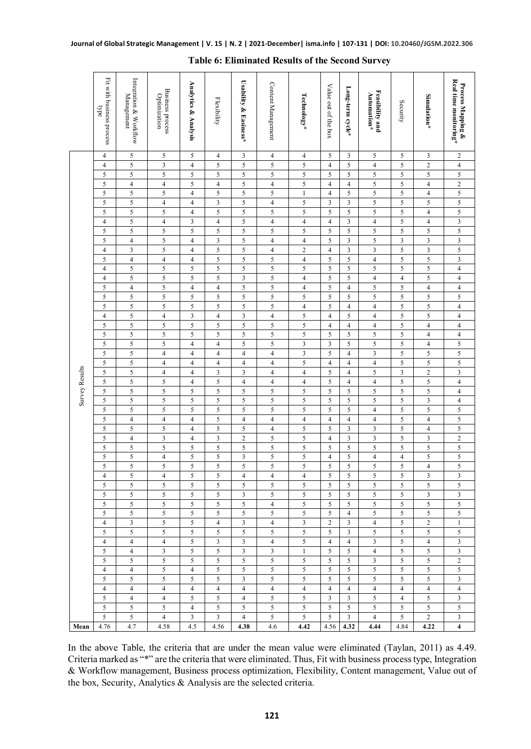**Table 6: Eliminated Results of the Second Survey**

| | Fit with business process type | Integration & Workflow Management | Business process Optimization | **Analytics & Analysis** | Flexibility | **Usability & Easiness*** | Content Management | **Technology*** | Value out of the box | **Long-term cycle*** | **Feasibility and Automation*** | Security | **Simulation*** | **Process Mapping & Real time monitoring*** |
|---|---|---|---|---|---|---|---|---|---|---|---|---|---|---|
| Survey Results | 4 | 5 | 5 | 5 | 4 | 3 | 4 | 4 | 5 | 3 | 5 | 5 | 3 | 2 |
| | 4 | 5 | 3 | 4 | 5 | 5 | 5 | 5 | 4 | 5 | 4 | 5 | 2 | 4 |
| | 5 | 5 | 5 | 5 | 5 | 5 | 5 | 5 | 5 | 5 | 5 | 5 | 5 | 5 |
| | 5 | 4 | 4 | 5 | 4 | 5 | 4 | 5 | 4 | 4 | 5 | 5 | 4 | 2 |
| | 5 | 5 | 5 | 4 | 5 | 5 | 5 | 1 | 4 | 5 | 5 | 5 | 4 | 5 |
| | 5 | 5 | 4 | 4 | 3 | 5 | 4 | 5 | 3 | 3 | 5 | 5 | 5 | 5 |
| | 5 | 5 | 5 | 4 | 5 | 5 | 5 | 5 | 5 | 5 | 5 | 5 | 4 | 5 |
| | 4 | 5 | 4 | 3 | 4 | 5 | 4 | 4 | 4 | 3 | 4 | 5 | 4 | 3 |
| | 5 | 5 | 5 | 5 | 5 | 5 | 5 | 5 | 5 | 5 | 5 | 5 | 5 | 5 |
| | 5 | 4 | 5 | 4 | 3 | 5 | 4 | 4 | 5 | 3 | 5 | 3 | 3 | 3 |
| | 4 | 3 | 5 | 4 | 5 | 5 | 4 | 2 | 4 | 3 | 3 | 5 | 3 | 5 |
| | 5 | 4 | 4 | 4 | 5 | 5 | 5 | 4 | 5 | 5 | 4 | 5 | 5 | 3 |
| | 4 | 5 | 5 | 5 | 5 | 5 | 5 | 5 | 5 | 5 | 5 | 5 | 5 | 4 |
| | 4 | 5 | 5 | 5 | 5 | 3 | 5 | 4 | 5 | 5 | 4 | 4 | 5 | 4 |
| | 5 | 4 | 5 | 4 | 4 | 5 | 5 | 4 | 5 | 4 | 5 | 5 | 4 | 4 |
| | 5 | 5 | 5 | 5 | 5 | 5 | 5 | 5 | 5 | 5 | 5 | 5 | 5 | 5 |
| | 5 | 5 | 5 | 5 | 5 | 5 | 5 | 4 | 5 | 4 | 4 | 5 | 5 | 4 |
| | 4 | 5 | 4 | 3 | 4 | 3 | 4 | 5 | 4 | 5 | 4 | 5 | 5 | 4 |
| | 5 | 5 | 5 | 5 | 5 | 5 | 5 | 5 | 4 | 4 | 4 | 5 | 4 | 4 |
| | 5 | 5 | 5 | 5 | 5 | 5 | 5 | 5 | 5 | 5 | 5 | 5 | 4 | 4 |
| | 5 | 5 | 5 | 4 | 4 | 5 | 5 | 3 | 3 | 5 | 5 | 5 | 4 | 5 |
| | 5 | 5 | 4 | 4 | 4 | 4 | 4 | 3 | 5 | 4 | 3 | 5 | 5 | 5 |
| | 5 | 5 | 4 | 4 | 4 | 4 | 4 | 5 | 4 | 4 | 4 | 5 | 5 | 5 |
| | 5 | 5 | 4 | 4 | 3 | 3 | 4 | 4 | 5 | 4 | 5 | 3 | 2 | 3 |
| | 5 | 5 | 5 | 4 | 5 | 4 | 4 | 4 | 5 | 4 | 4 | 5 | 5 | 4 |
| | 5 | 5 | 5 | 5 | 5 | 5 | 5 | 5 | 5 | 5 | 5 | 5 | 5 | 4 |
| | 5 | 5 | 5 | 5 | 5 | 5 | 5 | 5 | 5 | 5 | 5 | 5 | 3 | 4 |
| | 5 | 5 | 5 | 5 | 5 | 5 | 5 | 5 | 5 | 5 | 4 | 5 | 5 | 5 |
| | 5 | 4 | 4 | 4 | 5 | 4 | 4 | 4 | 4 | 4 | 4 | 5 | 4 | 5 |
| | 5 | 5 | 5 | 4 | 5 | 5 | 4 | 5 | 5 | 3 | 3 | 5 | 4 | 5 |
| | 5 | 4 | 3 | 4 | 3 | 2 | 5 | 5 | 4 | 3 | 3 | 5 | 3 | 2 |
| | 5 | 5 | 5 | 5 | 5 | 5 | 5 | 5 | 5 | 5 | 5 | 5 | 5 | 5 |
| | 5 | 5 | 4 | 5 | 5 | 3 | 5 | 5 | 4 | 5 | 4 | 4 | 5 | 5 |
| | 5 | 5 | 5 | 5 | 5 | 5 | 5 | 5 | 5 | 5 | 5 | 5 | 4 | 5 |
| | 4 | 5 | 4 | 5 | 5 | 4 | 4 | 4 | 5 | 5 | 5 | 5 | 3 | 3 |
| | 5 | 5 | 5 | 5 | 5 | 5 | 5 | 5 | 5 | 5 | 5 | 5 | 5 | 5 |
| | 5 | 5 | 5 | 5 | 5 | 3 | 5 | 5 | 5 | 5 | 5 | 5 | 3 | 3 |
| | 5 | 5 | 5 | 5 | 5 | 5 | 4 | 5 | 5 | 5 | 5 | 5 | 5 | 5 |
| | 5 | 5 | 5 | 5 | 5 | 5 | 5 | 5 | 5 | 4 | 5 | 5 | 5 | 5 |
| | 4 | 3 | 5 | 5 | 4 | 3 | 4 | 3 | 2 | 3 | 4 | 5 | 2 | 1 |
| | 5 | 5 | 5 | 5 | 5 | 5 | 5 | 5 | 5 | 3 | 5 | 5 | 5 | 5 |
| | 4 | 4 | 4 | 5 | 3 | 3 | 4 | 5 | 4 | 4 | 3 | 5 | 4 | 3 |
| | 5 | 4 | 3 | 5 | 5 | 3 | 3 | 1 | 5 | 5 | 4 | 5 | 5 | 3 |
| | 5 | 5 | 5 | 5 | 5 | 5 | 5 | 5 | 5 | 5 | 3 | 5 | 5 | 2 |
| | 4 | 4 | 5 | 4 | 5 | 5 | 5 | 5 | 5 | 5 | 5 | 5 | 5 | 5 |
| | 5 | 5 | 5 | 5 | 5 | 3 | 5 | 5 | 5 | 5 | 5 | 5 | 5 | 3 |
| | 4 | 4 | 4 | 4 | 4 | 4 | 4 | 4 | 4 | 4 | 4 | 4 | 4 | 4 |
| | 5 | 4 | 4 | 5 | 5 | 4 | 5 | 5 | 3 | 3 | 5 | 4 | 5 | 3 |
| | 5 | 5 | 5 | 4 | 5 | 5 | 5 | 5 | 5 | 5 | 5 | 5 | 5 | 5 |
| | 5 | 5 | 4 | 3 | 3 | 4 | 5 | 5 | 5 | 3 | 4 | 5 | 2 | 3 |
| **Mean** | 4.76 | 4.7 | 4.58 | 4.5 | 4.56 | **4.38** | 4.6 | **4.42** | 4.56 | **4.32** | **4.44** | 4.84 | **4.22** | **4** |

In the above Table, the criteria that are under the mean value were eliminated (Taylan, 2011) as 4.49. Criteria marked as "*" are the criteria that were eliminated. Thus, Fit with business process type, Integration & Workflow management, Business process optimization, Flexibility, Content management, Value out of the box, Security, Analytics & Analysis are the selected criteria.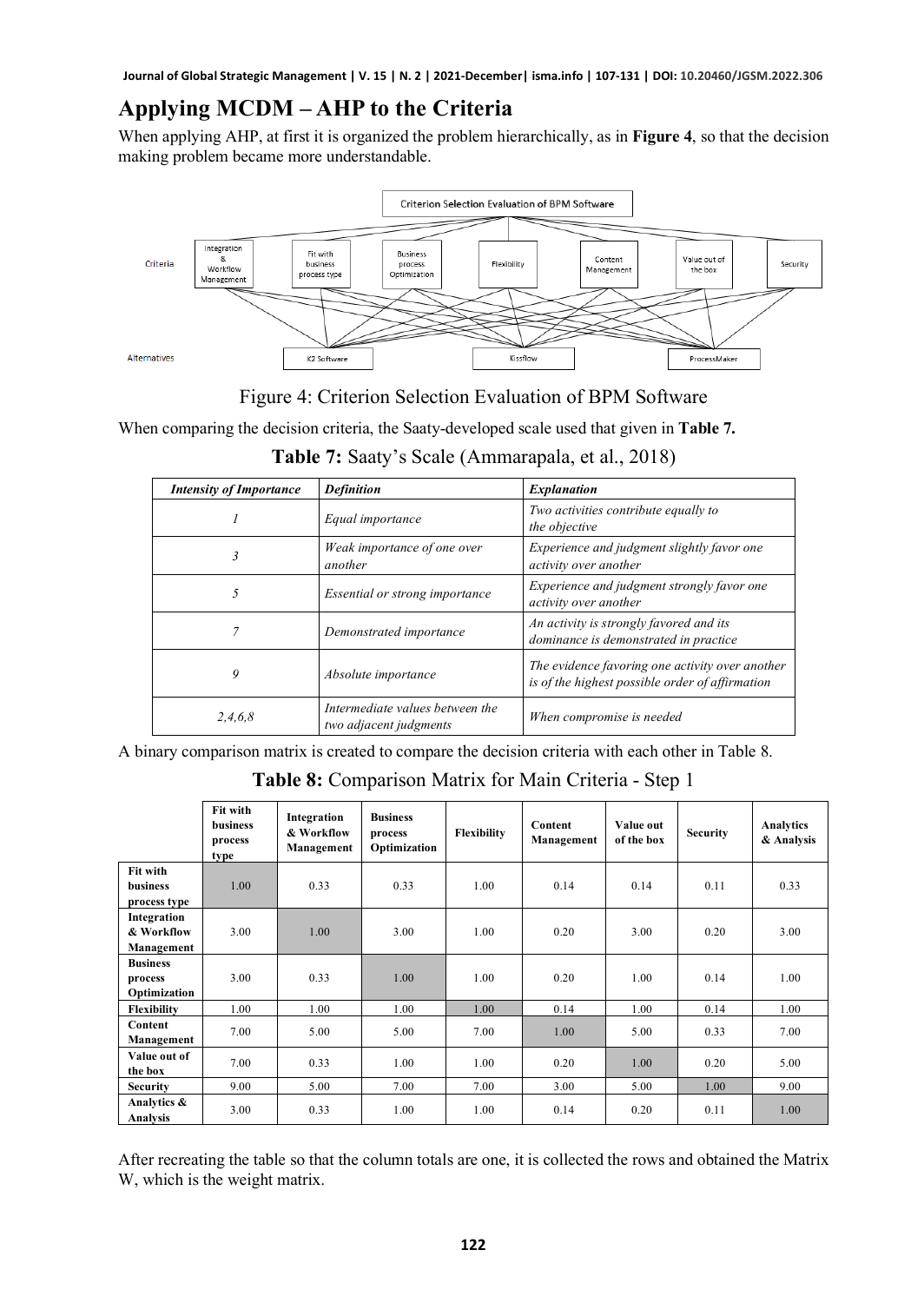## Applying MCDM – AHP to the Criteria

When applying AHP, at first it is organized the problem hierarchically, as in **Figure 4**, so that the decision making problem became more understandable.

Figure 4: Criterion Selection Evaluation of BPM Software

When comparing the decision criteria, the Saaty-developed scale used that given in **Table 7.**

**Table 7:** Saaty's Scale (Ammarapala, et al., 2018)

| *Intensity of Importance* | *Definition* | *Explanation* |
|---|---|---|
| *1* | *Equal importance* | *Two activities contribute equally to the objective* |
| *3* | *Weak importance of one over another* | *Experience and judgment slightly favor one activity over another* |
| *5* | *Essential or strong importance* | *Experience and judgment strongly favor one activity over another* |
| *7* | *Demonstrated importance* | *An activity is strongly favored and its dominance is demonstrated in practice* |
| *9* | *Absolute importance* | *The evidence favoring one activity over another is of the highest possible order of affirmation* |
| *2,4,6,8* | *Intermediate values between the two adjacent judgments* | *When compromise is needed* |

A binary comparison matrix is created to compare the decision criteria with each other in Table 8.

**Table 8:** Comparison Matrix for Main Criteria - Step 1

| | **Fit with business process type** | **Integration & Workflow Management** | **Business process Optimization** | **Flexibility** | **Content Management** | **Value out of the box** | **Security** | **Analytics & Analysis** |
|---|---|---|---|---|---|---|---|---|
| **Fit with business process type** | 1.00 | 0.33 | 0.33 | 1.00 | 0.14 | 0.14 | 0.11 | 0.33 |
| **Integration & Workflow Management** | 3.00 | 1.00 | 3.00 | 1.00 | 0.20 | 3.00 | 0.20 | 3.00 |
| **Business process Optimization** | 3.00 | 0.33 | 1.00 | 1.00 | 0.20 | 1.00 | 0.14 | 1.00 |
| **Flexibility** | 1.00 | 1.00 | 1.00 | 1.00 | 0.14 | 1.00 | 0.14 | 1.00 |
| **Content Management** | 7.00 | 5.00 | 5.00 | 7.00 | 1.00 | 5.00 | 0.33 | 7.00 |
| **Value out of the box** | 7.00 | 0.33 | 1.00 | 1.00 | 0.20 | 1.00 | 0.20 | 5.00 |
| **Security** | 9.00 | 5.00 | 7.00 | 7.00 | 3.00 | 5.00 | 1.00 | 9.00 |
| **Analytics & Analysis** | 3.00 | 0.33 | 1.00 | 1.00 | 0.14 | 0.20 | 0.11 | 1.00 |

After recreating the table so that the column totals are one, it is collected the rows and obtained the Matrix W, which is the weight matrix.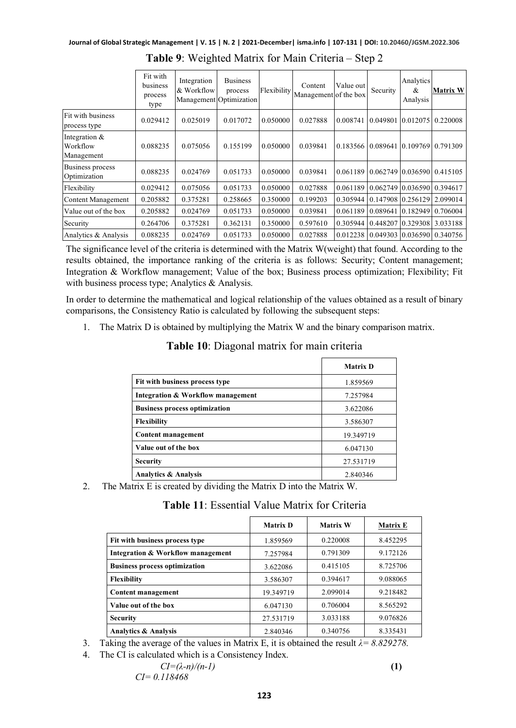**Table 9**: Weighted Matrix for Main Criteria – Step 2

| | Fit with business process type | Integration & Workflow Management | Business process Optimization | Flexibility | Content Management | Value out of the box | Security | Analytics & Analysis | Matrix W |
|---|---|---|---|---|---|---|---|---|---|
| Fit with business process type | 0.029412 | 0.025019 | 0.017072 | 0.050000 | 0.027888 | 0.008741 | 0.049801 | 0.012075 | 0.220008 |
| Integration & Workflow Management | 0.088235 | 0.075056 | 0.155199 | 0.050000 | 0.039841 | 0.183566 | 0.089641 | 0.109769 | 0.791309 |
| Business process Optimization | 0.088235 | 0.024769 | 0.051733 | 0.050000 | 0.039841 | 0.061189 | 0.062749 | 0.036590 | 0.415105 |
| Flexibility | 0.029412 | 0.075056 | 0.051733 | 0.050000 | 0.027888 | 0.061189 | 0.062749 | 0.036590 | 0.394617 |
| Content Management | 0.205882 | 0.375281 | 0.258665 | 0.350000 | 0.199203 | 0.305944 | 0.147908 | 0.256129 | 2.099014 |
| Value out of the box | 0.205882 | 0.024769 | 0.051733 | 0.050000 | 0.039841 | 0.061189 | 0.089641 | 0.182949 | 0.706004 |
| Security | 0.264706 | 0.375281 | 0.362131 | 0.350000 | 0.597610 | 0.305944 | 0.448207 | 0.329308 | 3.033188 |
| Analytics & Analysis | 0.088235 | 0.024769 | 0.051733 | 0.050000 | 0.027888 | 0.012238 | 0.049303 | 0.036590 | 0.340756 |

The significance level of the criteria is determined with the Matrix W(weight) that found. According to the results obtained, the importance ranking of the criteria is as follows: Security; Content management; Integration & Workflow management; Value of the box; Business process optimization; Flexibility; Fit with business process type; Analytics & Analysis.

In order to determine the mathematical and logical relationship of the values obtained as a result of binary comparisons, the Consistency Ratio is calculated by following the subsequent steps:

1. The Matrix D is obtained by multiplying the Matrix W and the binary comparison matrix.

**Table 10**: Diagonal matrix for main criteria

| | Matrix D |
|---|---|
| **Fit with business process type** | 1.859569 |
| **Integration & Workflow management** | 7.257984 |
| **Business process optimization** | 3.622086 |
| **Flexibility** | 3.586307 |
| **Content management** | 19.349719 |
| **Value out of the box** | 6.047130 |
| **Security** | 27.531719 |
| **Analytics & Analysis** | 2.840346 |

2. The Matrix E is created by dividing the Matrix D into the Matrix W.

**Table 11**: Essential Value Matrix for Criteria

| | Matrix D | Matrix W | Matrix E |
|---|---|---|---|
| **Fit with business process type** | 1.859569 | 0.220008 | 8.452295 |
| **Integration & Workflow management** | 7.257984 | 0.791309 | 9.172126 |
| **Business process optimization** | 3.622086 | 0.415105 | 8.725706 |
| **Flexibility** | 3.586307 | 0.394617 | 9.088065 |
| **Content management** | 19.349719 | 2.099014 | 9.218482 |
| **Value out of the box** | 6.047130 | 0.706004 | 8.565292 |
| **Security** | 27.531719 | 3.033188 | 9.076826 |
| **Analytics & Analysis** | 2.840346 | 0.340756 | 8.335431 |

3. Taking the average of the values in Matrix E, it is obtained the result $\lambda = 8.829278$.
4. The CI is calculated which is a Consistency Index.

$$CI=(\lambda-n)/(n-1) \quad \textbf{(1)}$$

$$CI= 0.118468$$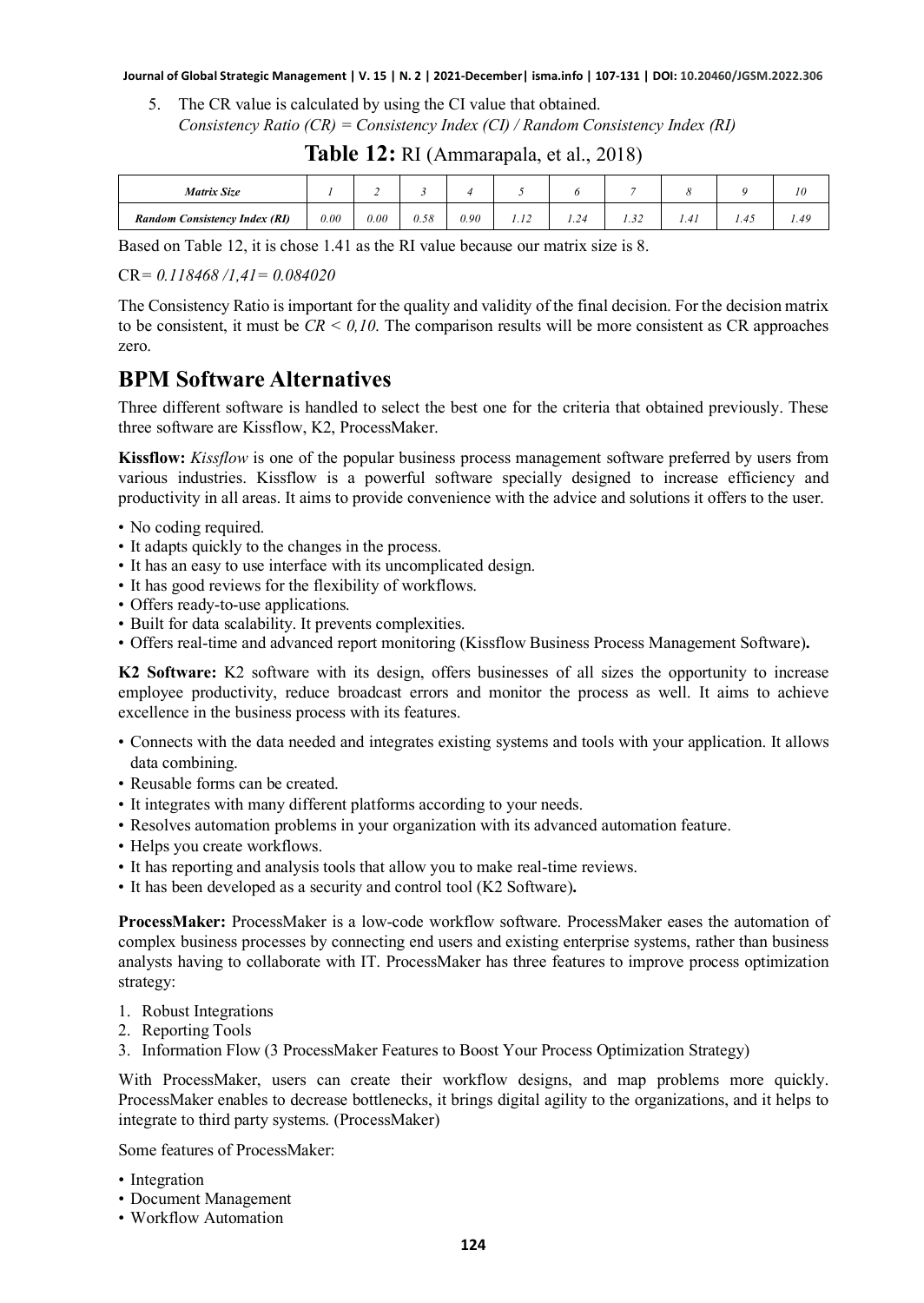5. The CR value is calculated by using the CI value that obtained.
   *Consistency Ratio (CR) = Consistency Index (CI) / Random Consistency Index (RI)*

**Table 12:** RI (Ammarapala, et al., 2018)

| *Matrix Size* | *1* | *2* | *3* | *4* | *5* | *6* | *7* | *8* | *9* | *10* |
|---|---|---|---|---|---|---|---|---|---|---|
| ***Random Consistency Index (RI)*** | *0.00* | *0.00* | *0.58* | *0.90* | *1.12* | *1.24* | *1.32* | *1.41* | *1.45* | *1.49* |

Based on Table 12, it is chose 1.41 as the RI value because our matrix size is 8.

CR= *0.118468 /1,41= 0.084020*

The Consistency Ratio is important for the quality and validity of the final decision. For the decision matrix to be consistent, it must be *CR < 0,10*. The comparison results will be more consistent as CR approaches zero.

## BPM Software Alternatives

Three different software is handled to select the best one for the criteria that obtained previously. These three software are Kissflow, K2, ProcessMaker.

**Kissflow:** *Kissflow* is one of the popular business process management software preferred by users from various industries. Kissflow is a powerful software specially designed to increase efficiency and productivity in all areas. It aims to provide convenience with the advice and solutions it offers to the user.

- No coding required.
- It adapts quickly to the changes in the process.
- It has an easy to use interface with its uncomplicated design.
- It has good reviews for the flexibility of workflows.
- Offers ready-to-use applications.
- Built for data scalability. It prevents complexities.
- Offers real-time and advanced report monitoring (Kissflow Business Process Management Software)**.**

**K2 Software:** K2 software with its design, offers businesses of all sizes the opportunity to increase employee productivity, reduce broadcast errors and monitor the process as well. It aims to achieve excellence in the business process with its features.

- Connects with the data needed and integrates existing systems and tools with your application. It allows data combining.
- Reusable forms can be created.
- It integrates with many different platforms according to your needs.
- Resolves automation problems in your organization with its advanced automation feature.
- Helps you create workflows.
- It has reporting and analysis tools that allow you to make real-time reviews.
- It has been developed as a security and control tool (K2 Software)**.**

**ProcessMaker:** ProcessMaker is a low-code workflow software. ProcessMaker eases the automation of complex business processes by connecting end users and existing enterprise systems, rather than business analysts having to collaborate with IT. ProcessMaker has three features to improve process optimization strategy:

1. Robust Integrations
2. Reporting Tools
3. Information Flow (3 ProcessMaker Features to Boost Your Process Optimization Strategy)

With ProcessMaker, users can create their workflow designs, and map problems more quickly. ProcessMaker enables to decrease bottlenecks, it brings digital agility to the organizations, and it helps to integrate to third party systems. (ProcessMaker)

Some features of ProcessMaker:

- Integration
- Document Management
- Workflow Automation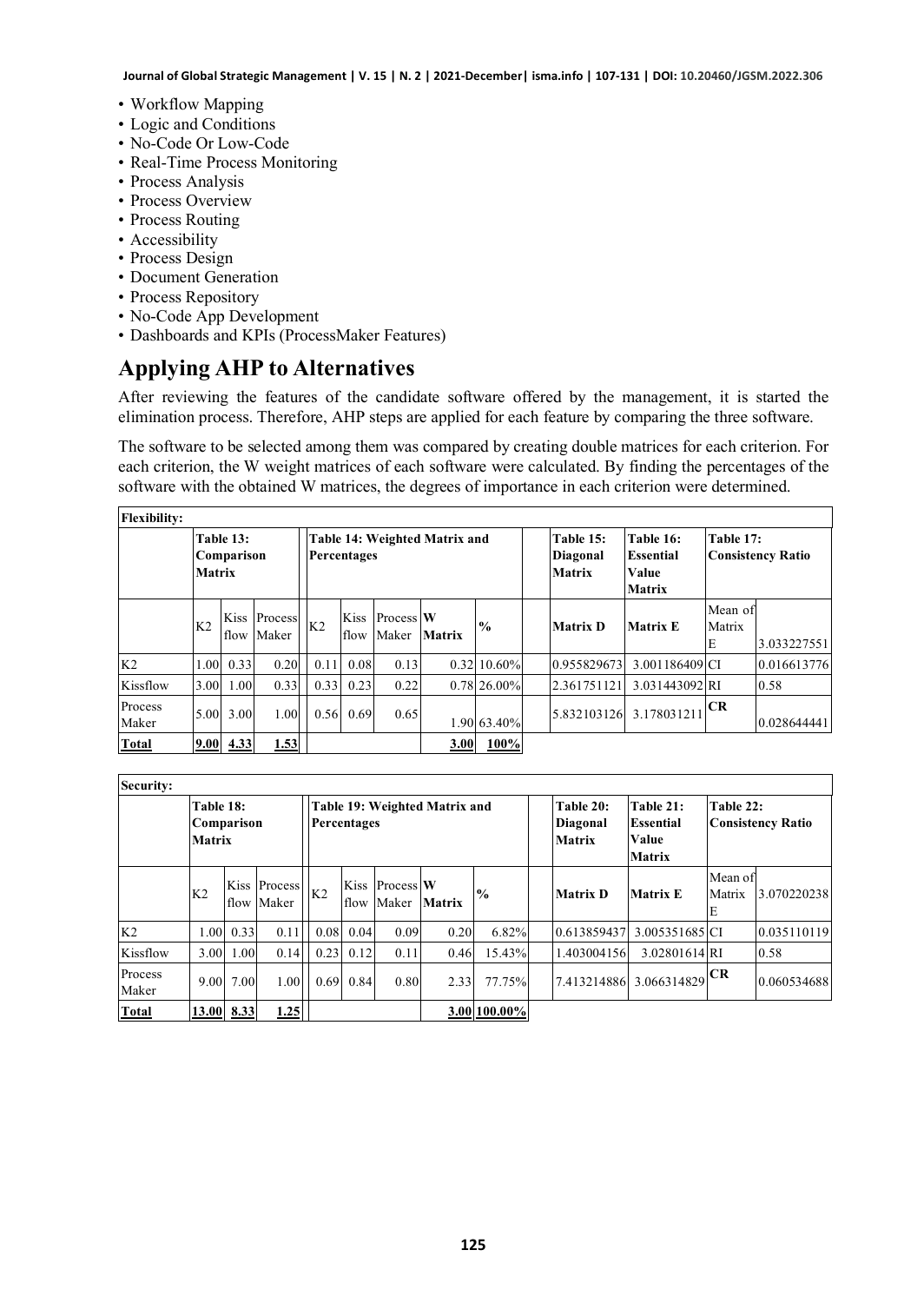- Workflow Mapping
- Logic and Conditions
- No-Code Or Low-Code
- Real-Time Process Monitoring
- Process Analysis
- Process Overview
- Process Routing
- Accessibility
- Process Design
- Document Generation
- Process Repository
- No-Code App Development
- Dashboards and KPIs (ProcessMaker Features)

## Applying AHP to Alternatives

After reviewing the features of the candidate software offered by the management, it is started the elimination process. Therefore, AHP steps are applied for each feature by comparing the three software.

The software to be selected among them was compared by creating double matrices for each criterion. For each criterion, the W weight matrices of each software were calculated. By finding the percentages of the software with the obtained W matrices, the degrees of importance in each criterion were determined.

**Flexibility:**

| | Table 13: Comparison Matrix | | | Table 14: Weighted Matrix and Percentages | | | | | Table 15: Diagonal Matrix | Table 16: Essential Value Matrix | Table 17: Consistency Ratio | |
|---|---|---|---|---|---|---|---|---|---|---|---|---|
| | K2 | Kiss flow | Process Maker | K2 | Kiss flow | Process Maker | W Matrix | % | Matrix D | Matrix E | Mean of Matrix E | 3.033227551 |
| K2 | 1.00 | 0.33 | 0.20 | 0.11 | 0.08 | 0.13 | 0.32 | 10.60% | 0.955829673 | 3.001186409 | CI | 0.016613776 |
| Kissflow | 3.00 | 1.00 | 0.33 | 0.33 | 0.23 | 0.22 | 0.78 | 26.00% | 2.361751121 | 3.031443092 | RI | 0.58 |
| Process Maker | 5.00 | 3.00 | 1.00 | 0.56 | 0.69 | 0.65 | 1.90 | 63.40% | 5.832103126 | 3.178031211 | CR | 0.028644441 |
| **Total** | **9.00** | **4.33** | **1.53** | | | | **3.00** | **100%** | | | | |

**Security:**

| | Table 18: Comparison Matrix | | | Table 19: Weighted Matrix and Percentages | | | | | Table 20: Diagonal Matrix | Table 21: Essential Value Matrix | Table 22: Consistency Ratio | |
|---|---|---|---|---|---|---|---|---|---|---|---|---|
| | K2 | Kiss flow | Process Maker | K2 | Kiss flow | Process Maker | W Matrix | % | Matrix D | Matrix E | Mean of Matrix E | 3.070220238 |
| K2 | 1.00 | 0.33 | 0.11 | 0.08 | 0.04 | 0.09 | 0.20 | 6.82% | 0.613859437 | 3.005351685 | CI | 0.035110119 |
| Kissflow | 3.00 | 1.00 | 0.14 | 0.23 | 0.12 | 0.11 | 0.46 | 15.43% | 1.403004156 | 3.02801614 | RI | 0.58 |
| Process Maker | 9.00 | 7.00 | 1.00 | 0.69 | 0.84 | 0.80 | 2.33 | 77.75% | 7.413214886 | 3.066314829 | CR | 0.060534688 |
| **Total** | **13.00** | **8.33** | **1.25** | | | | **3.00** | **100.00%** | | | | |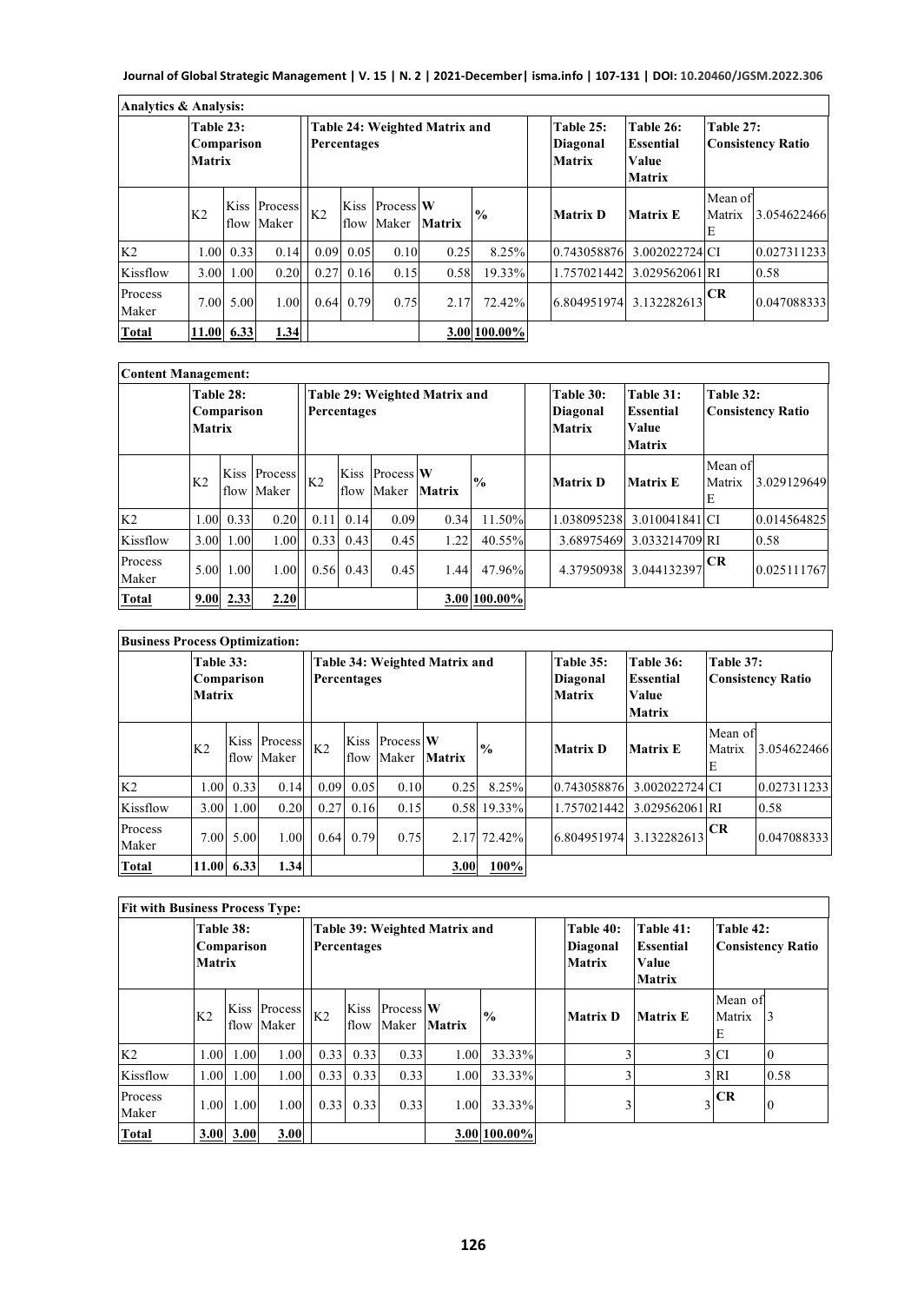| **Analytics & Analysis:** | | | | | | | | | | | | | |
|---|---|---|---|---|---|---|---|---|---|---|---|---|---|
| | **Table 23: Comparison Matrix** | | | **Table 24: Weighted Matrix and Percentages** | | | | | | **Table 25: Diagonal Matrix** | **Table 26: Essential Value Matrix** | **Table 27: Consistency Ratio** | |
| | K2 | Kiss flow | Process Maker | K2 | Kiss flow | Process Maker | **W Matrix** | **%** | | **Matrix D** | **Matrix E** | Mean of Matrix E | 3.054622466 |
| K2 | 1.00 | 0.33 | 0.14 | 0.09 | 0.05 | 0.10 | 0.25 | 8.25% | | 0.743058876 | 3.002022724 | CI | 0.027311233 |
| Kissflow | 3.00 | 1.00 | 0.20 | 0.27 | 0.16 | 0.15 | 0.58 | 19.33% | | 1.757021442 | 3.029562061 | RI | 0.58 |
| Process Maker | 7.00 | 5.00 | 1.00 | 0.64 | 0.79 | 0.75 | 2.17 | 72.42% | | 6.804951974 | 3.132282613 | **CR** | 0.047088333 |
| **Total** | **11.00** | **6.33** | **1.34** | | | | **3.00** | **100.00%** | | | | | |

| **Content Management:** | | | | | | | | | | | | | |
|---|---|---|---|---|---|---|---|---|---|---|---|---|---|
| | **Table 28: Comparison Matrix** | | | **Table 29: Weighted Matrix and Percentages** | | | | | | **Table 30: Diagonal Matrix** | **Table 31: Essential Value Matrix** | **Table 32: Consistency Ratio** | |
| | K2 | Kiss flow | Process Maker | K2 | Kiss flow | Process Maker | **W Matrix** | **%** | | **Matrix D** | **Matrix E** | Mean of Matrix E | 3.029129649 |
| K2 | 1.00 | 0.33 | 0.20 | 0.11 | 0.14 | 0.09 | 0.34 | 11.50% | | 1.038095238 | 3.010041841 | CI | 0.014564825 |
| Kissflow | 3.00 | 1.00 | 1.00 | 0.33 | 0.43 | 0.45 | 1.22 | 40.55% | | 3.68975469 | 3.033214709 | RI | 0.58 |
| Process Maker | 5.00 | 1.00 | 1.00 | 0.56 | 0.43 | 0.45 | 1.44 | 47.96% | | 4.37950938 | 3.044132397 | **CR** | 0.025111767 |
| **Total** | **9.00** | **2.33** | **2.20** | | | | **3.00** | **100.00%** | | | | | |

| **Business Process Optimization:** | | | | | | | | | | | | | |
|---|---|---|---|---|---|---|---|---|---|---|---|---|---|
| | **Table 33: Comparison Matrix** | | | **Table 34: Weighted Matrix and Percentages** | | | | | | **Table 35: Diagonal Matrix** | **Table 36: Essential Value Matrix** | **Table 37: Consistency Ratio** | |
| | K2 | Kiss flow | Process Maker | K2 | Kiss flow | Process Maker | **W Matrix** | **%** | | **Matrix D** | **Matrix E** | Mean of Matrix E | 3.054622466 |
| K2 | 1.00 | 0.33 | 0.14 | 0.09 | 0.05 | 0.10 | 0.25 | 8.25% | | 0.743058876 | 3.002022724 | CI | 0.027311233 |
| Kissflow | 3.00 | 1.00 | 0.20 | 0.27 | 0.16 | 0.15 | 0.58 | 19.33% | | 1.757021442 | 3.029562061 | RI | 0.58 |
| Process Maker | 7.00 | 5.00 | 1.00 | 0.64 | 0.79 | 0.75 | 2.17 | 72.42% | | 6.804951974 | 3.132282613 | **CR** | 0.047088333 |
| **Total** | **11.00** | **6.33** | **1.34** | | | | **3.00** | **100%** | | | | | |

| **Fit with Business Process Type:** | | | | | | | | | | | | | |
|---|---|---|---|---|---|---|---|---|---|---|---|---|---|
| | **Table 38: Comparison Matrix** | | | **Table 39: Weighted Matrix and Percentages** | | | | | | **Table 40: Diagonal Matrix** | **Table 41: Essential Value Matrix** | **Table 42: Consistency Ratio** | |
| | K2 | Kiss flow | Process Maker | K2 | Kiss flow | Process Maker | **W Matrix** | **%** | | **Matrix D** | **Matrix E** | Mean of Matrix E | 3 |
| K2 | 1.00 | 1.00 | 1.00 | 0.33 | 0.33 | 0.33 | 1.00 | 33.33% | | 3 | 3 | CI | 0 |
| Kissflow | 1.00 | 1.00 | 1.00 | 0.33 | 0.33 | 0.33 | 1.00 | 33.33% | | 3 | 3 | RI | 0.58 |
| Process Maker | 1.00 | 1.00 | 1.00 | 0.33 | 0.33 | 0.33 | 1.00 | 33.33% | | 3 | 3 | **CR** | 0 |
| **Total** | **3.00** | **3.00** | **3.00** | | | | **3.00** | **100.00%** | | | | | |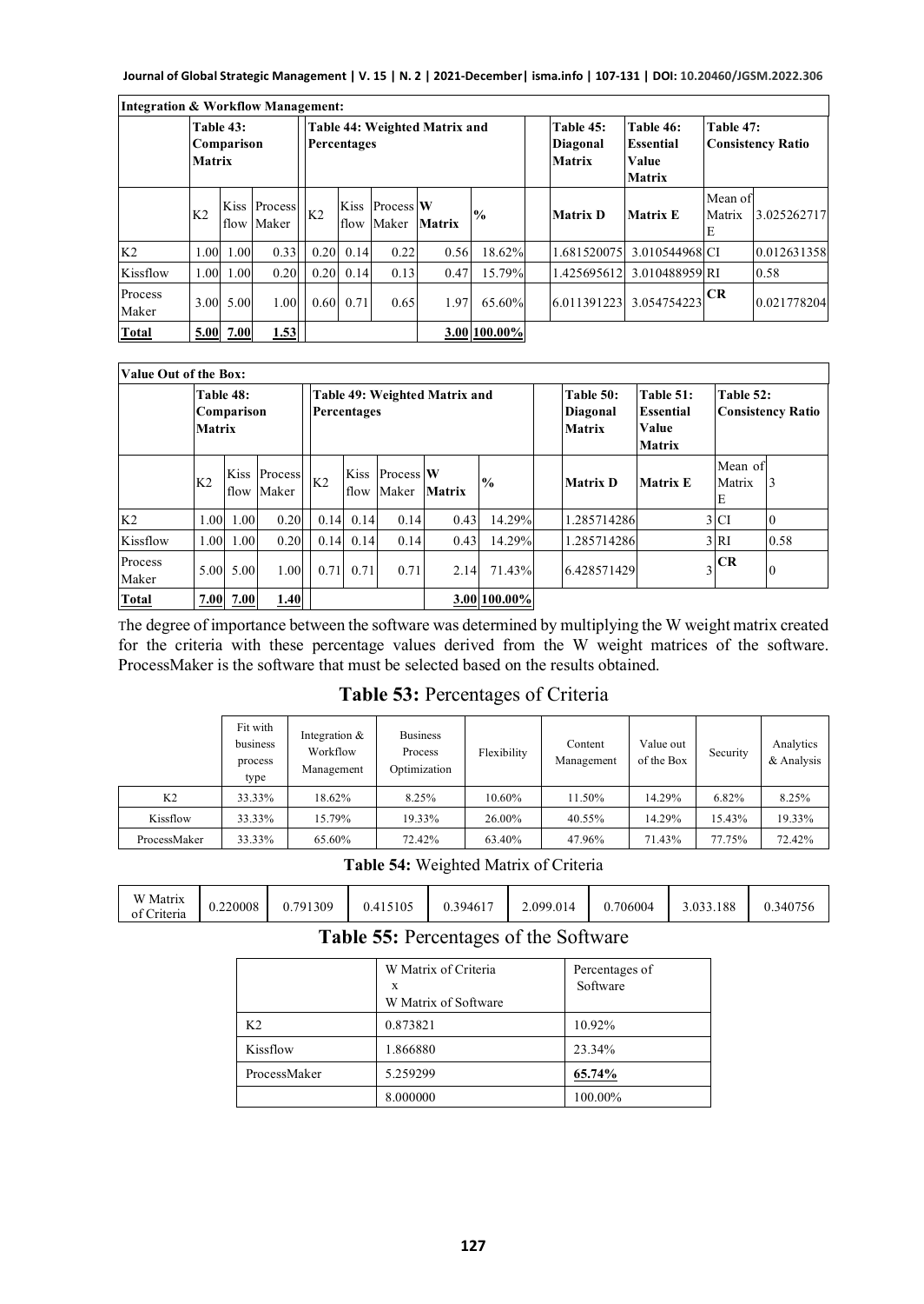**Integration & Workflow Management:**

| | Table 43: Comparison Matrix | | | Table 44: Weighted Matrix and Percentages | | | | | Table 45: Diagonal Matrix | Table 46: Essential Value Matrix | Table 47: Consistency Ratio | |
|---|---|---|---|---|---|---|---|---|---|---|---|---|
| | K2 | Kiss flow | Process Maker | K2 | Kiss flow | Process Maker | W Matrix | % | Matrix D | Matrix E | Mean of Matrix E | 3.025262717 |
| K2 | 1.00 | 1.00 | 0.33 | 0.20 | 0.14 | 0.22 | 0.56 | 18.62% | 1.681520075 | 3.010544968 | CI | 0.012631358 |
| Kissflow | 1.00 | 1.00 | 0.20 | 0.20 | 0.14 | 0.13 | 0.47 | 15.79% | 1.425695612 | 3.010488959 | RI | 0.58 |
| Process Maker | 3.00 | 5.00 | 1.00 | 0.60 | 0.71 | 0.65 | 1.97 | 65.60% | 6.011391223 | 3.054754223 | CR | 0.021778204 |
| **Total** | **5.00** | **7.00** | **1.53** | | | | **3.00** | **100.00%** | | | | |

**Value Out of the Box:**

| | Table 48: Comparison Matrix | | | Table 49: Weighted Matrix and Percentages | | | | | Table 50: Diagonal Matrix | Table 51: Essential Value Matrix | Table 52: Consistency Ratio | |
|---|---|---|---|---|---|---|---|---|---|---|---|---|
| | K2 | Kiss flow | Process Maker | K2 | Kiss flow | Process Maker | W Matrix | % | Matrix D | Matrix E | Mean of Matrix E | 3 |
| K2 | 1.00 | 1.00 | 0.20 | 0.14 | 0.14 | 0.14 | 0.43 | 14.29% | 1.285714286 | 3 | CI | 0 |
| Kissflow | 1.00 | 1.00 | 0.20 | 0.14 | 0.14 | 0.14 | 0.43 | 14.29% | 1.285714286 | 3 | RI | 0.58 |
| Process Maker | 5.00 | 5.00 | 1.00 | 0.71 | 0.71 | 0.71 | 2.14 | 71.43% | 6.428571429 | 3 | CR | 0 |
| **Total** | **7.00** | **7.00** | **1.40** | | | | **3.00** | **100.00%** | | | | |

The degree of importance between the software was determined by multiplying the W weight matrix created for the criteria with these percentage values derived from the W weight matrices of the software. ProcessMaker is the software that must be selected based on the results obtained.

**Table 53:** Percentages of Criteria

| | Fit with business process type | Integration & Workflow Management | Business Process Optimization | Flexibility | Content Management | Value out of the Box | Security | Analytics & Analysis |
|---|---|---|---|---|---|---|---|---|
| K2 | 33.33% | 18.62% | 8.25% | 10.60% | 11.50% | 14.29% | 6.82% | 8.25% |
| Kissflow | 33.33% | 15.79% | 19.33% | 26.00% | 40.55% | 14.29% | 15.43% | 19.33% |
| ProcessMaker | 33.33% | 65.60% | 72.42% | 63.40% | 47.96% | 71.43% | 77.75% | 72.42% |

**Table 54:** Weighted Matrix of Criteria

| W Matrix of Criteria | 0.220008 | 0.791309 | 0.415105 | 0.394617 | 2.099.014 | 0.706004 | 3.033.188 | 0.340756 |
|---|---|---|---|---|---|---|---|---|

**Table 55:** Percentages of the Software

| | W Matrix of Criteria x W Matrix of Software | Percentages of Software |
|---|---|---|
| K2 | 0.873821 | 10.92% |
| Kissflow | 1.866880 | 23.34% |
| ProcessMaker | 5.259299 | **65.74%** |
| | 8.000000 | 100.00% |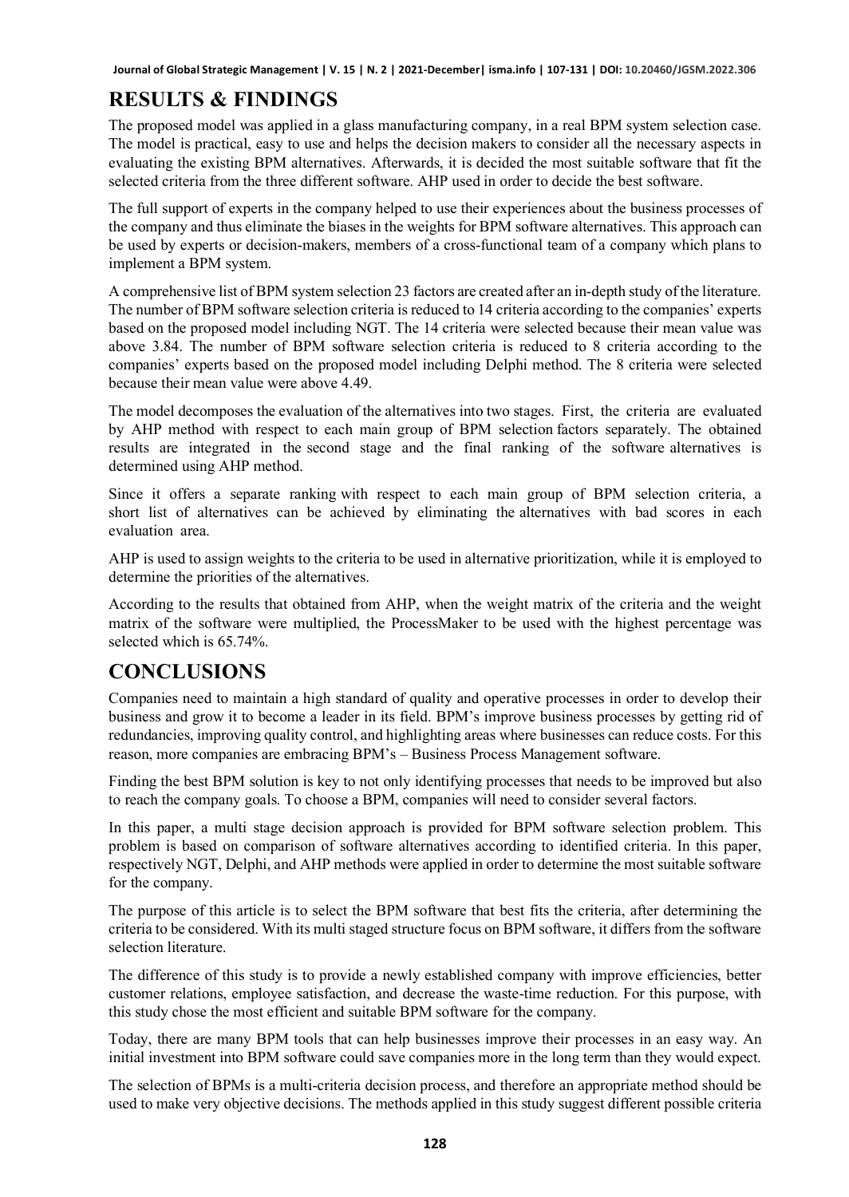## RESULTS & FINDINGS

The proposed model was applied in a glass manufacturing company, in a real BPM system selection case. The model is practical, easy to use and helps the decision makers to consider all the necessary aspects in evaluating the existing BPM alternatives. Afterwards, it is decided the most suitable software that fit the selected criteria from the three different software. AHP used in order to decide the best software.

The full support of experts in the company helped to use their experiences about the business processes of the company and thus eliminate the biases in the weights for BPM software alternatives. This approach can be used by experts or decision-makers, members of a cross-functional team of a company which plans to implement a BPM system.

A comprehensive list of BPM system selection 23 factors are created after an in-depth study of the literature. The number of BPM software selection criteria is reduced to 14 criteria according to the companies' experts based on the proposed model including NGT. The 14 criteria were selected because their mean value was above 3.84. The number of BPM software selection criteria is reduced to 8 criteria according to the companies' experts based on the proposed model including Delphi method. The 8 criteria were selected because their mean value were above 4.49.

The model decomposes the evaluation of the alternatives into two stages. First, the criteria are evaluated by AHP method with respect to each main group of BPM selection factors separately. The obtained results are integrated in the second stage and the final ranking of the software alternatives is determined using AHP method.

Since it offers a separate ranking with respect to each main group of BPM selection criteria, a short list of alternatives can be achieved by eliminating the alternatives with bad scores in each evaluation area.

AHP is used to assign weights to the criteria to be used in alternative prioritization, while it is employed to determine the priorities of the alternatives.

According to the results that obtained from AHP, when the weight matrix of the criteria and the weight matrix of the software were multiplied, the ProcessMaker to be used with the highest percentage was selected which is 65.74%.

## CONCLUSIONS

Companies need to maintain a high standard of quality and operative processes in order to develop their business and grow it to become a leader in its field. BPM's improve business processes by getting rid of redundancies, improving quality control, and highlighting areas where businesses can reduce costs. For this reason, more companies are embracing BPM's – Business Process Management software.

Finding the best BPM solution is key to not only identifying processes that needs to be improved but also to reach the company goals. To choose a BPM, companies will need to consider several factors.

In this paper, a multi stage decision approach is provided for BPM software selection problem. This problem is based on comparison of software alternatives according to identified criteria. In this paper, respectively NGT, Delphi, and AHP methods were applied in order to determine the most suitable software for the company.

The purpose of this article is to select the BPM software that best fits the criteria, after determining the criteria to be considered. With its multi staged structure focus on BPM software, it differs from the software selection literature.

The difference of this study is to provide a newly established company with improve efficiencies, better customer relations, employee satisfaction, and decrease the waste-time reduction. For this purpose, with this study chose the most efficient and suitable BPM software for the company.

Today, there are many BPM tools that can help businesses improve their processes in an easy way. An initial investment into BPM software could save companies more in the long term than they would expect.

The selection of BPMs is a multi-criteria decision process, and therefore an appropriate method should be used to make very objective decisions. The methods applied in this study suggest different possible criteria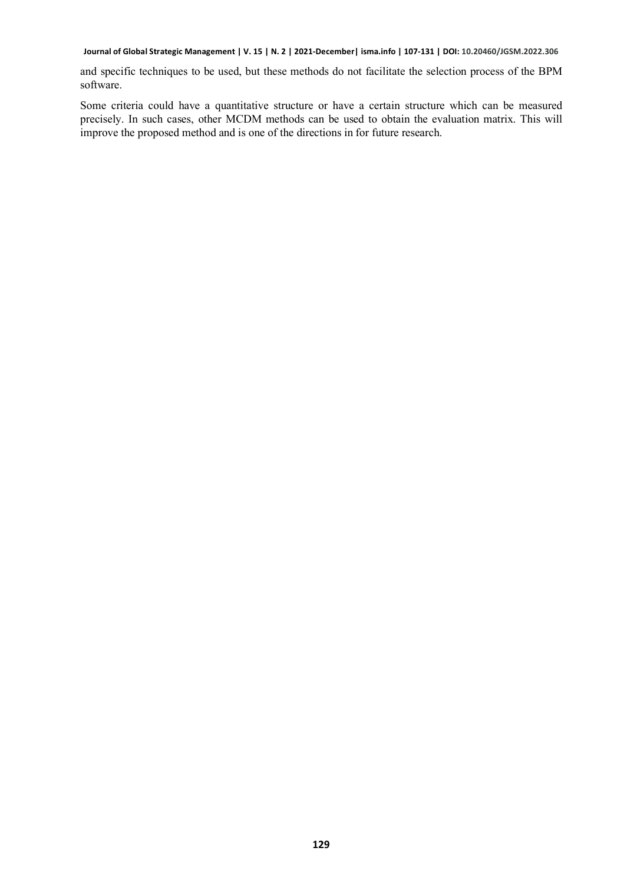and specific techniques to be used, but these methods do not facilitate the selection process of the BPM software.

Some criteria could have a quantitative structure or have a certain structure which can be measured precisely. In such cases, other MCDM methods can be used to obtain the evaluation matrix. This will improve the proposed method and is one of the directions in for future research.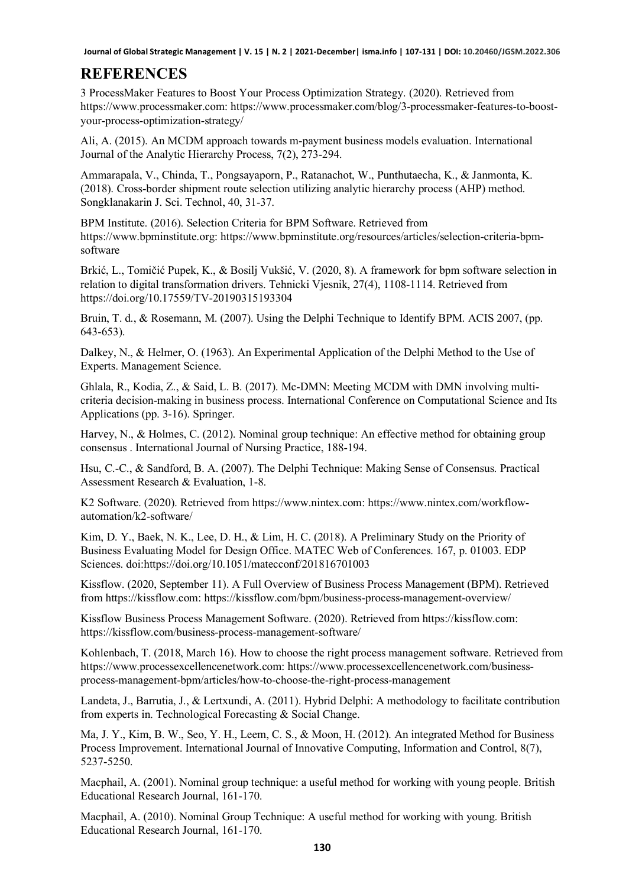# REFERENCES

3 ProcessMaker Features to Boost Your Process Optimization Strategy. (2020). Retrieved from https://www.processmaker.com: https://www.processmaker.com/blog/3-processmaker-features-to-boost-your-process-optimization-strategy/

Ali, A. (2015). An MCDM approach towards m-payment business models evaluation. International Journal of the Analytic Hierarchy Process, 7(2), 273-294.

Ammarapala, V., Chinda, T., Pongsayaporn, P., Ratanachot, W., Punthutaecha, K., & Janmonta, K. (2018). Cross-border shipment route selection utilizing analytic hierarchy process (AHP) method. Songklanakarin J. Sci. Technol, 40, 31-37.

BPM Institute. (2016). Selection Criteria for BPM Software. Retrieved from https://www.bpminstitute.org: https://www.bpminstitute.org/resources/articles/selection-criteria-bpm-software

Brkić, L., Tomičić Pupek, K., & Bosilj Vukšić, V. (2020, 8). A framework for bpm software selection in relation to digital transformation drivers. Tehnicki Vjesnik, 27(4), 1108-1114. Retrieved from https://doi.org/10.17559/TV-20190315193304

Bruin, T. d., & Rosemann, M. (2007). Using the Delphi Technique to Identify BPM. ACIS 2007, (pp. 643-653).

Dalkey, N., & Helmer, O. (1963). An Experimental Application of the Delphi Method to the Use of Experts. Management Science.

Ghlala, R., Kodia, Z., & Said, L. B. (2017). Mc-DMN: Meeting MCDM with DMN involving multi-criteria decision-making in business process. International Conference on Computational Science and Its Applications (pp. 3-16). Springer.

Harvey, N., & Holmes, C. (2012). Nominal group technique: An effective method for obtaining group consensus . International Journal of Nursing Practice, 188-194.

Hsu, C.-C., & Sandford, B. A. (2007). The Delphi Technique: Making Sense of Consensus. Practical Assessment Research & Evaluation, 1-8.

K2 Software. (2020). Retrieved from https://www.nintex.com: https://www.nintex.com/workflow-automation/k2-software/

Kim, D. Y., Baek, N. K., Lee, D. H., & Lim, H. C. (2018). A Preliminary Study on the Priority of Business Evaluating Model for Design Office. MATEC Web of Conferences. 167, p. 01003. EDP Sciences. doi:https://doi.org/10.1051/matecconf/201816701003

Kissflow. (2020, September 11). A Full Overview of Business Process Management (BPM). Retrieved from https://kissflow.com: https://kissflow.com/bpm/business-process-management-overview/

Kissflow Business Process Management Software. (2020). Retrieved from https://kissflow.com: https://kissflow.com/business-process-management-software/

Kohlenbach, T. (2018, March 16). How to choose the right process management software. Retrieved from https://www.processexcellencenetwork.com: https://www.processexcellencenetwork.com/business-process-management-bpm/articles/how-to-choose-the-right-process-management

Landeta, J., Barrutia, J., & Lertxundi, A. (2011). Hybrid Delphi: A methodology to facilitate contribution from experts in. Technological Forecasting & Social Change.

Ma, J. Y., Kim, B. W., Seo, Y. H., Leem, C. S., & Moon, H. (2012). An integrated Method for Business Process Improvement. International Journal of Innovative Computing, Information and Control, 8(7), 5237-5250.

Macphail, A. (2001). Nominal group technique: a useful method for working with young people. British Educational Research Journal, 161-170.

Macphail, A. (2010). Nominal Group Technique: A useful method for working with young. British Educational Research Journal, 161-170.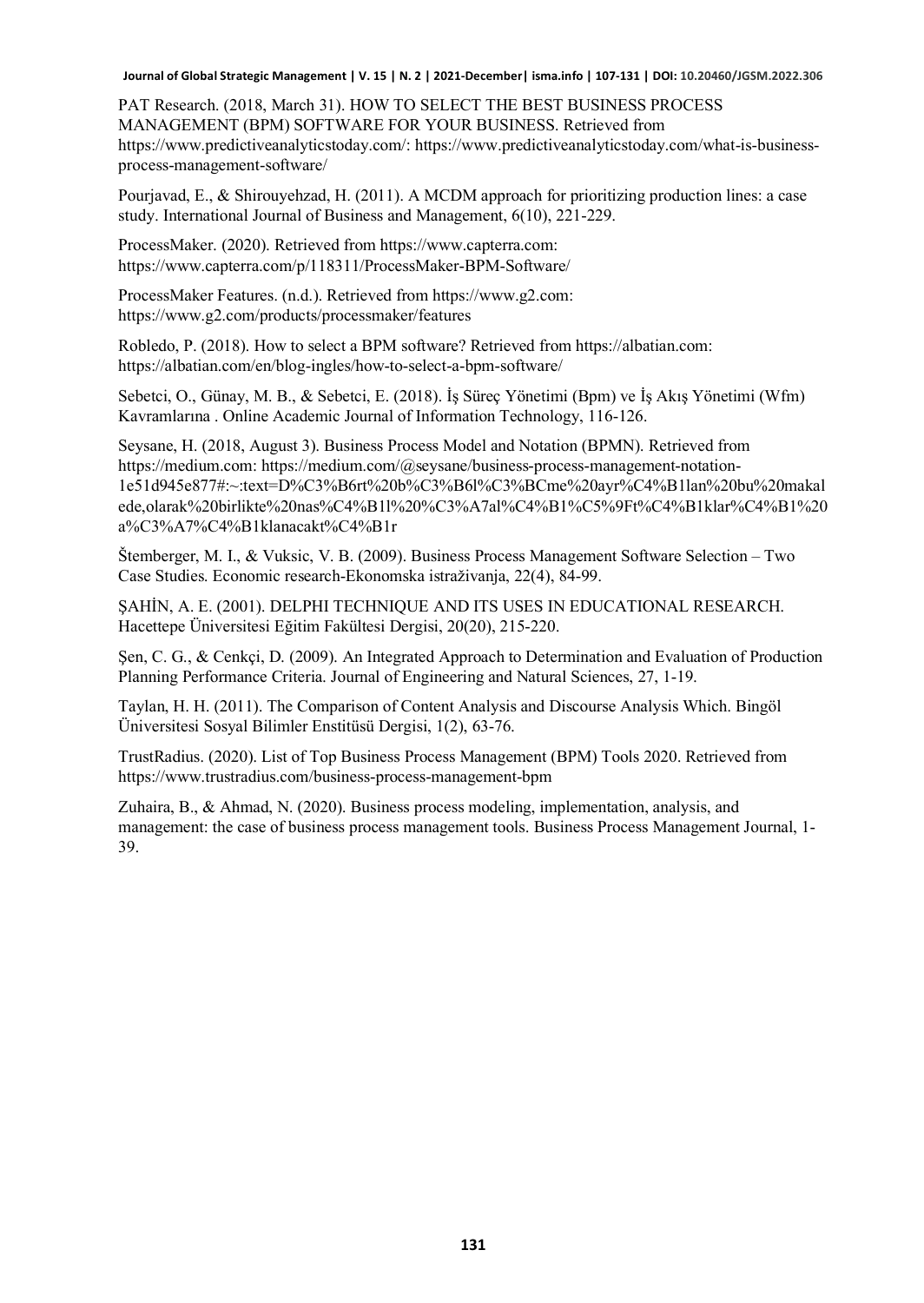PAT Research. (2018, March 31). HOW TO SELECT THE BEST BUSINESS PROCESS MANAGEMENT (BPM) SOFTWARE FOR YOUR BUSINESS. Retrieved from https://www.predictiveanalyticstoday.com/: https://www.predictiveanalyticstoday.com/what-is-business-process-management-software/

Pourjavad, E., & Shirouyehzad, H. (2011). A MCDM approach for prioritizing production lines: a case study. International Journal of Business and Management, 6(10), 221-229.

ProcessMaker. (2020). Retrieved from https://www.capterra.com: https://www.capterra.com/p/118311/ProcessMaker-BPM-Software/

ProcessMaker Features. (n.d.). Retrieved from https://www.g2.com: https://www.g2.com/products/processmaker/features

Robledo, P. (2018). How to select a BPM software? Retrieved from https://albatian.com: https://albatian.com/en/blog-ingles/how-to-select-a-bpm-software/

Sebetci, O., Günay, M. B., & Sebetci, E. (2018). İş Süreç Yönetimi (Bpm) ve İş Akış Yönetimi (Wfm) Kavramlarına . Online Academic Journal of Information Technology, 116-126.

Seysane, H. (2018, August 3). Business Process Model and Notation (BPMN). Retrieved from https://medium.com: https://medium.com/@seysane/business-process-management-notation-1e51d945e877#:~:text=D%C3%B6rt%20b%C3%B6l%C3%BCme%20ayr%C4%B1lan%20bu%20makalede,olarak%20birlikte%20nas%C4%B1l%20%C3%A7al%C4%B1%C5%9Ft%C4%B1klar%C4%B1%20a%C3%A7%C4%B1klanacakt%C4%B1r

Štemberger, M. I., & Vuksic, V. B. (2009). Business Process Management Software Selection – Two Case Studies. Economic research-Ekonomska istraživanja, 22(4), 84-99.

ŞAHİN, A. E. (2001). DELPHI TECHNIQUE AND ITS USES IN EDUCATIONAL RESEARCH. Hacettepe Üniversitesi Eğitim Fakültesi Dergisi, 20(20), 215-220.

Şen, C. G., & Cenkçi, D. (2009). An Integrated Approach to Determination and Evaluation of Production Planning Performance Criteria. Journal of Engineering and Natural Sciences, 27, 1-19.

Taylan, H. H. (2011). The Comparison of Content Analysis and Discourse Analysis Which. Bingöl Üniversitesi Sosyal Bilimler Enstitüsü Dergisi, 1(2), 63-76.

TrustRadius. (2020). List of Top Business Process Management (BPM) Tools 2020. Retrieved from https://www.trustradius.com/business-process-management-bpm

Zuhaira, B., & Ahmad, N. (2020). Business process modeling, implementation, analysis, and management: the case of business process management tools. Business Process Management Journal, 1-39.